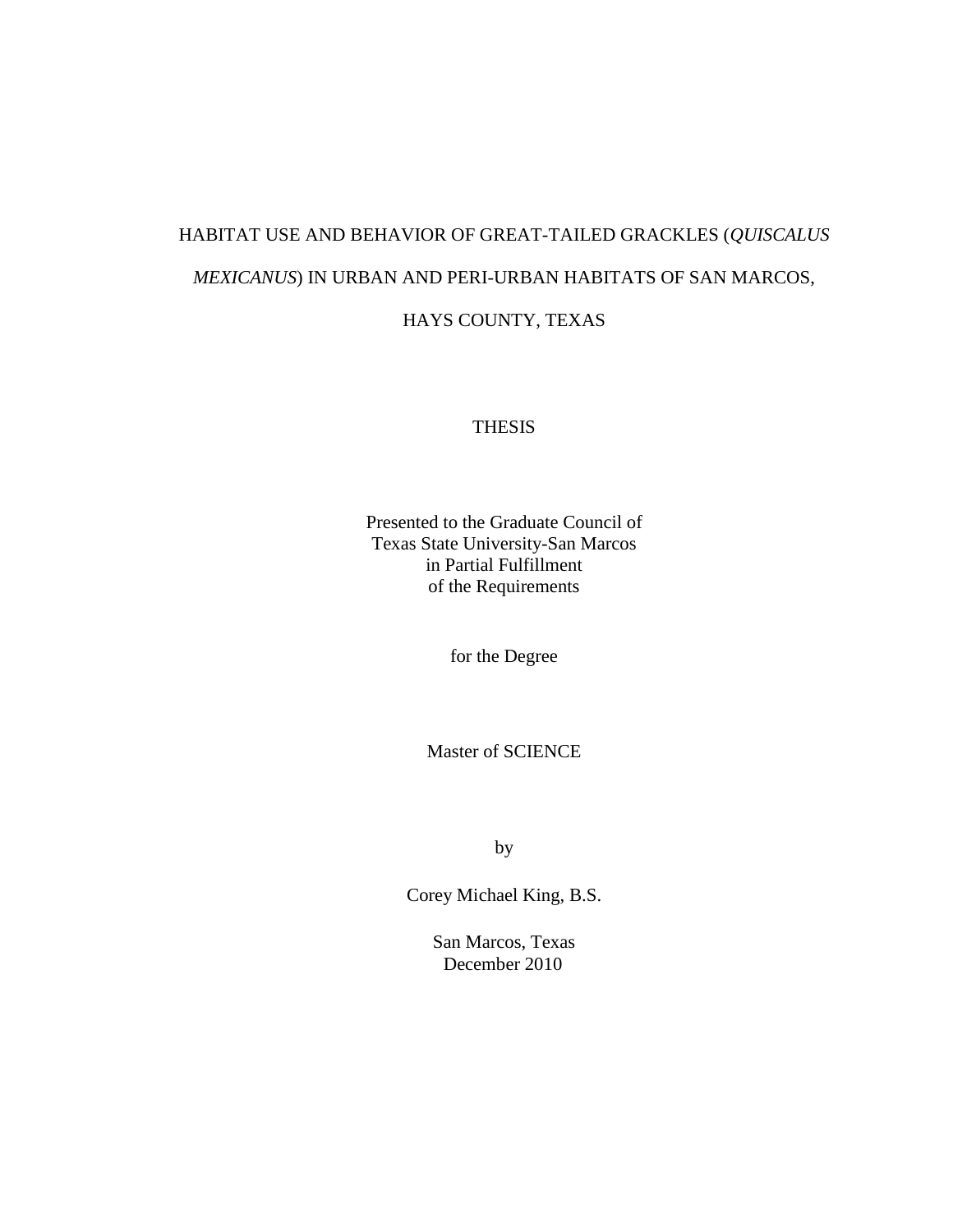# HABITAT USE AND BEHAVIOR OF GREAT-TAILED GRACKLES (*QUISCALUS MEXICANUS*) IN URBAN AND PERI-URBAN HABITATS OF SAN MARCOS, HAYS COUNTY, TEXAS

THESIS

Presented to the Graduate Council of
Texas State University-San Marcos
in Partial Fulfillment
of the Requirements

for the Degree

Master of SCIENCE

by

Corey Michael King, B.S.

San Marcos, Texas
December 2010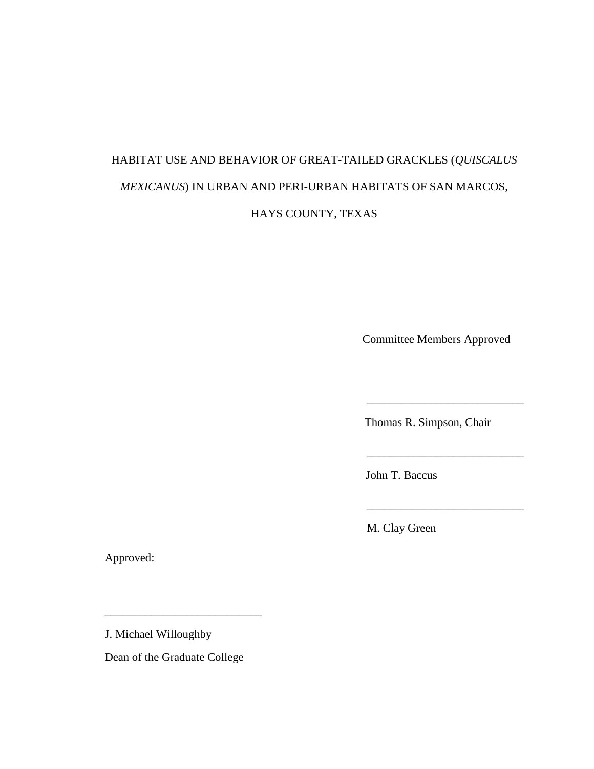HABITAT USE AND BEHAVIOR OF GREAT-TAILED GRACKLES (*QUISCALUS MEXICANUS*) IN URBAN AND PERI-URBAN HABITATS OF SAN MARCOS, HAYS COUNTY, TEXAS

Committee Members Approved

___________________________

Thomas R. Simpson, Chair

___________________________

John T. Baccus

___________________________

M. Clay Green

Approved:

___________________________

J. Michael Willoughby

Dean of the Graduate College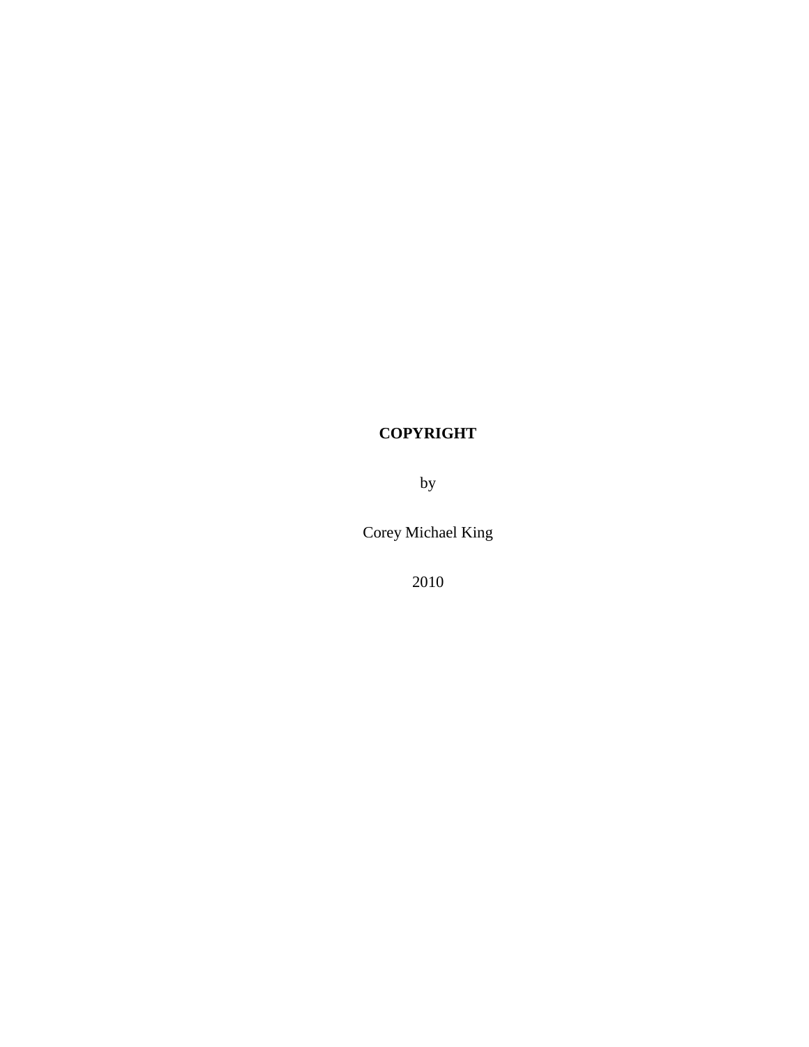**COPYRIGHT**

by

Corey Michael King

2010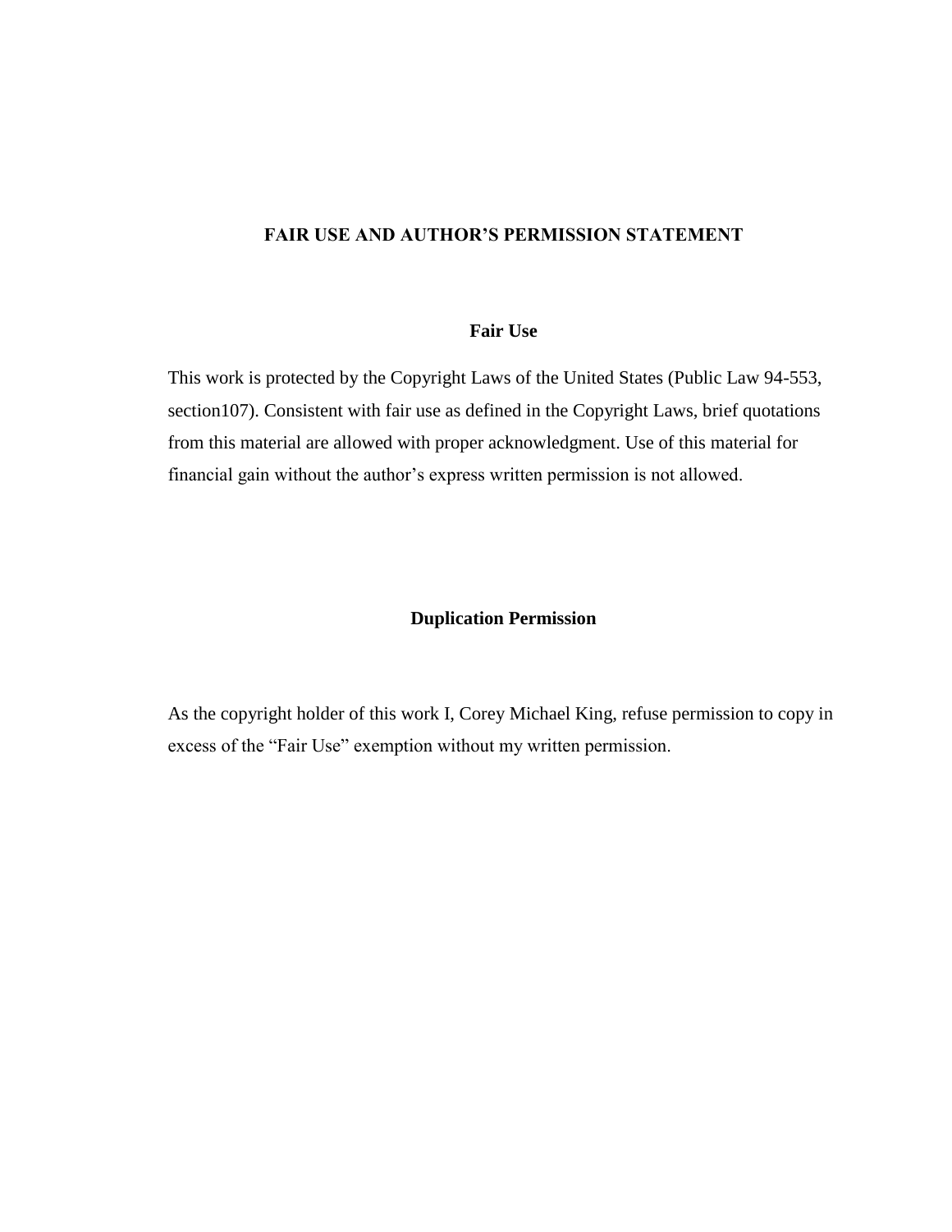# FAIR USE AND AUTHOR'S PERMISSION STATEMENT

## Fair Use

This work is protected by the Copyright Laws of the United States (Public Law 94-553, section107). Consistent with fair use as defined in the Copyright Laws, brief quotations from this material are allowed with proper acknowledgment. Use of this material for financial gain without the author's express written permission is not allowed.

## Duplication Permission

As the copyright holder of this work I, Corey Michael King, refuse permission to copy in excess of the "Fair Use" exemption without my written permission.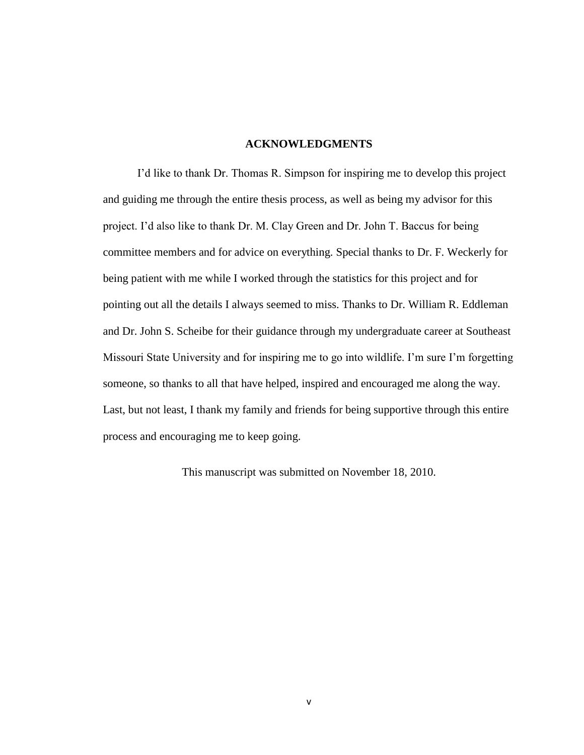## ACKNOWLEDGMENTS

I'd like to thank Dr. Thomas R. Simpson for inspiring me to develop this project and guiding me through the entire thesis process, as well as being my advisor for this project. I'd also like to thank Dr. M. Clay Green and Dr. John T. Baccus for being committee members and for advice on everything. Special thanks to Dr. F. Weckerly for being patient with me while I worked through the statistics for this project and for pointing out all the details I always seemed to miss. Thanks to Dr. William R. Eddleman and Dr. John S. Scheibe for their guidance through my undergraduate career at Southeast Missouri State University and for inspiring me to go into wildlife. I'm sure I'm forgetting someone, so thanks to all that have helped, inspired and encouraged me along the way. Last, but not least, I thank my family and friends for being supportive through this entire process and encouraging me to keep going.

This manuscript was submitted on November 18, 2010.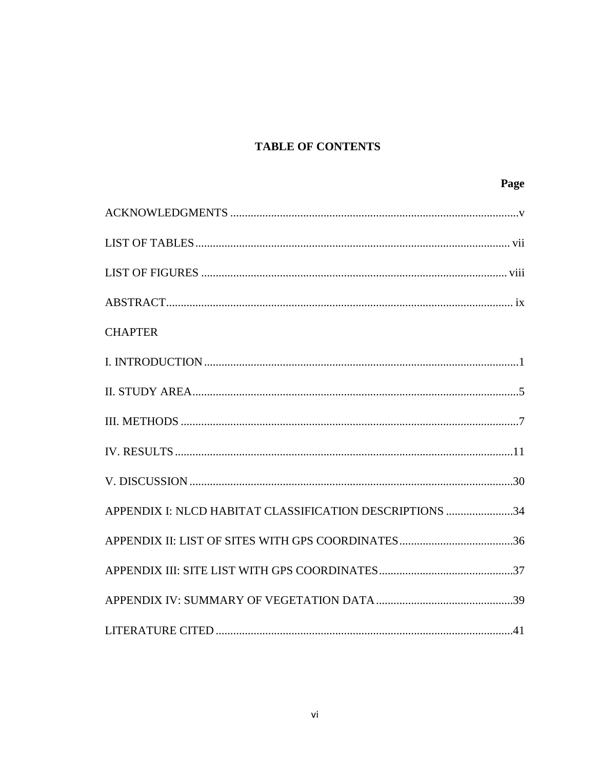## TABLE OF CONTENTS

| | Page |
|---|---|
| ACKNOWLEDGMENTS | v |
| LIST OF TABLES | vii |
| LIST OF FIGURES | viii |
| ABSTRACT | ix |
| CHAPTER | |
| I. INTRODUCTION | 1 |
| II. STUDY AREA | 5 |
| III. METHODS | 7 |
| IV. RESULTS | 11 |
| V. DISCUSSION | 30 |
| APPENDIX I: NLCD HABITAT CLASSIFICATION DESCRIPTIONS | 34 |
| APPENDIX II: LIST OF SITES WITH GPS COORDINATES | 36 |
| APPENDIX III: SITE LIST WITH GPS COORDINATES | 37 |
| APPENDIX IV: SUMMARY OF VEGETATION DATA | 39 |
| LITERATURE CITED | 41 |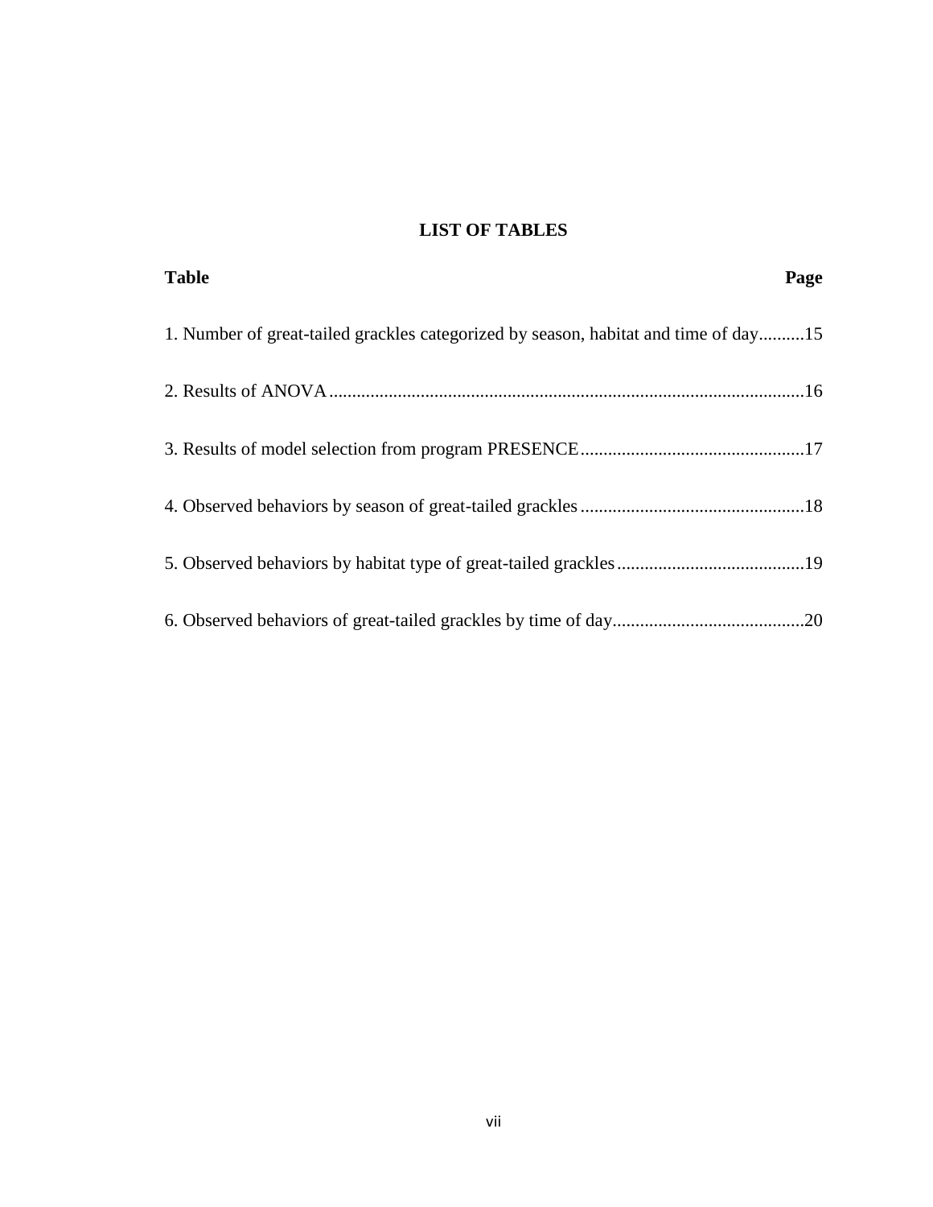# LIST OF TABLES

**Table** **Page**

1. Number of great-tailed grackles categorized by season, habitat and time of day..........15

2. Results of ANOVA......................................................................................................16

3. Results of model selection from program PRESENCE.................................................17

4. Observed behaviors by season of great-tailed grackles.................................................18

5. Observed behaviors by habitat type of great-tailed grackles.........................................19

6. Observed behaviors of great-tailed grackles by time of day..........................................20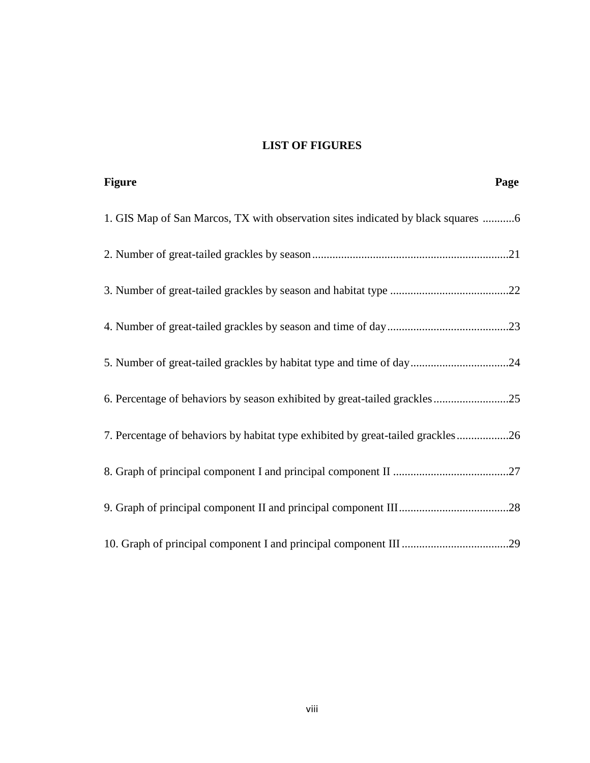## LIST OF FIGURES

| Figure | Page |
|---|---|
| 1. GIS Map of San Marcos, TX with observation sites indicated by black squares | 6 |
| 2. Number of great-tailed grackles by season | 21 |
| 3. Number of great-tailed grackles by season and habitat type | 22 |
| 4. Number of great-tailed grackles by season and time of day | 23 |
| 5. Number of great-tailed grackles by habitat type and time of day | 24 |
| 6. Percentage of behaviors by season exhibited by great-tailed grackles | 25 |
| 7. Percentage of behaviors by habitat type exhibited by great-tailed grackles | 26 |
| 8. Graph of principal component I and principal component II | 27 |
| 9. Graph of principal component II and principal component III | 28 |
| 10. Graph of principal component I and principal component III | 29 |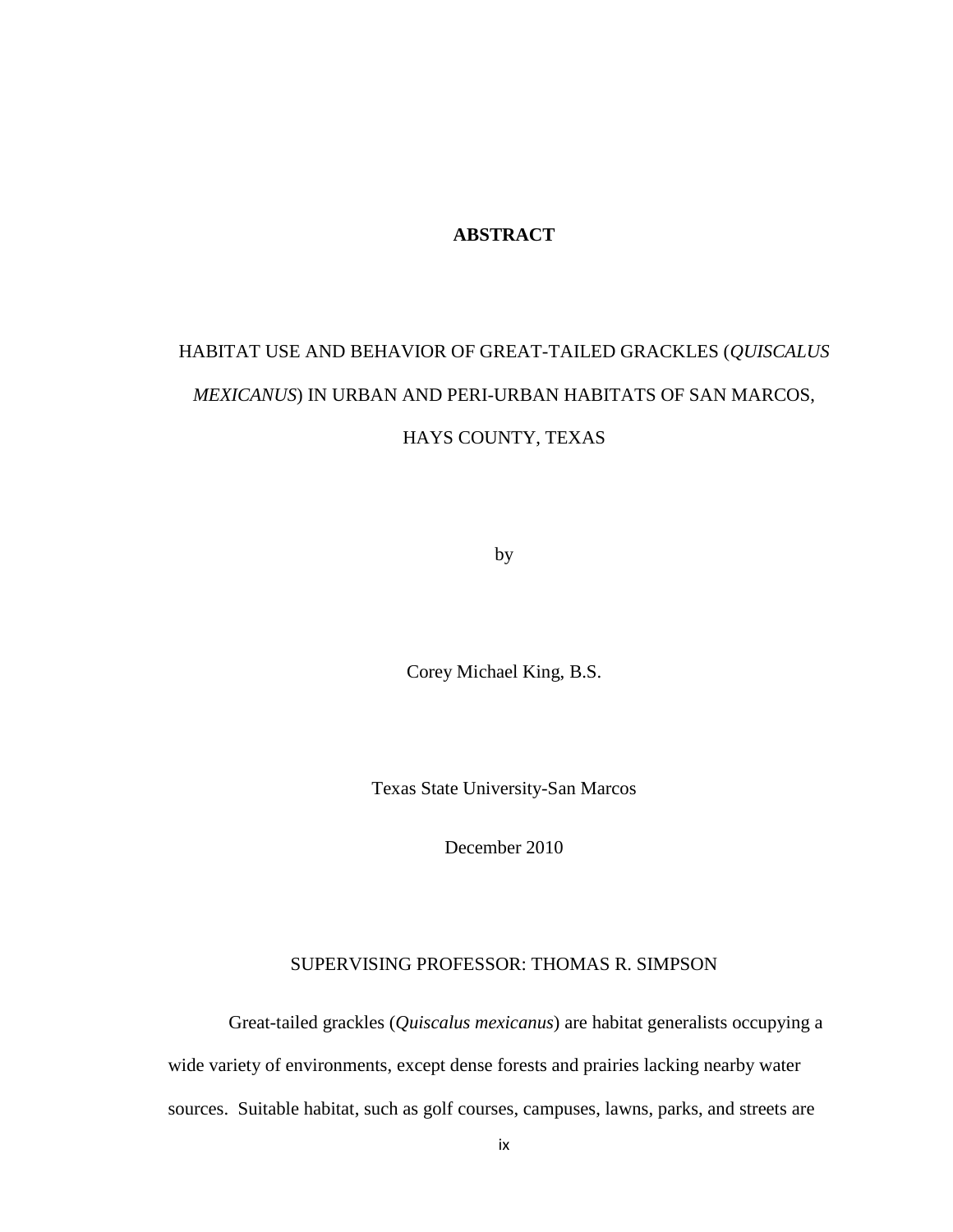# ABSTRACT

HABITAT USE AND BEHAVIOR OF GREAT-TAILED GRACKLES (*QUISCALUS MEXICANUS*) IN URBAN AND PERI-URBAN HABITATS OF SAN MARCOS, HAYS COUNTY, TEXAS

by

Corey Michael King, B.S.

Texas State University-San Marcos

December 2010

SUPERVISING PROFESSOR: THOMAS R. SIMPSON

Great-tailed grackles (*Quiscalus mexicanus*) are habitat generalists occupying a wide variety of environments, except dense forests and prairies lacking nearby water sources. Suitable habitat, such as golf courses, campuses, lawns, parks, and streets are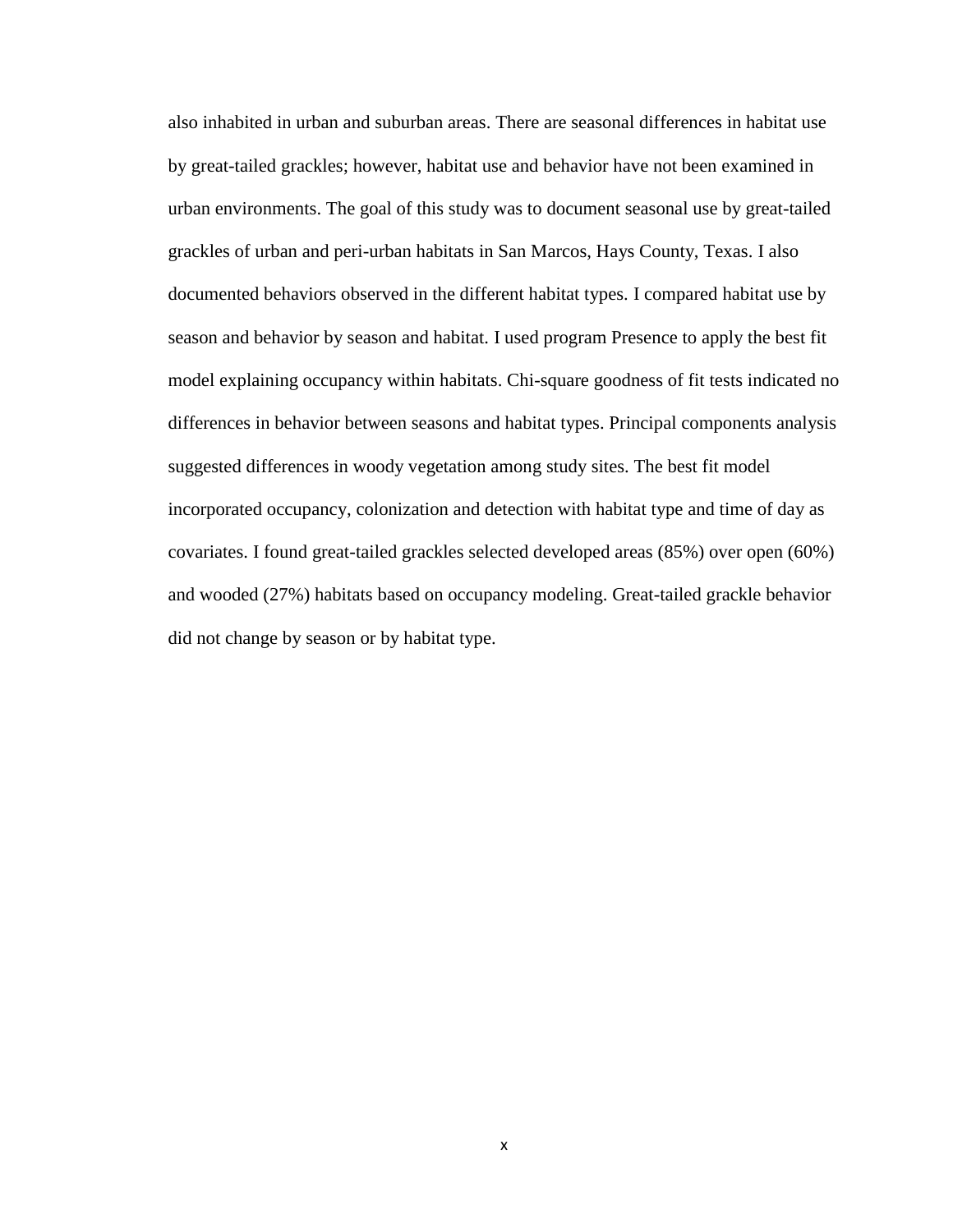also inhabited in urban and suburban areas. There are seasonal differences in habitat use by great-tailed grackles; however, habitat use and behavior have not been examined in urban environments. The goal of this study was to document seasonal use by great-tailed grackles of urban and peri-urban habitats in San Marcos, Hays County, Texas. I also documented behaviors observed in the different habitat types. I compared habitat use by season and behavior by season and habitat. I used program Presence to apply the best fit model explaining occupancy within habitats. Chi-square goodness of fit tests indicated no differences in behavior between seasons and habitat types. Principal components analysis suggested differences in woody vegetation among study sites. The best fit model incorporated occupancy, colonization and detection with habitat type and time of day as covariates. I found great-tailed grackles selected developed areas (85%) over open (60%) and wooded (27%) habitats based on occupancy modeling. Great-tailed grackle behavior did not change by season or by habitat type.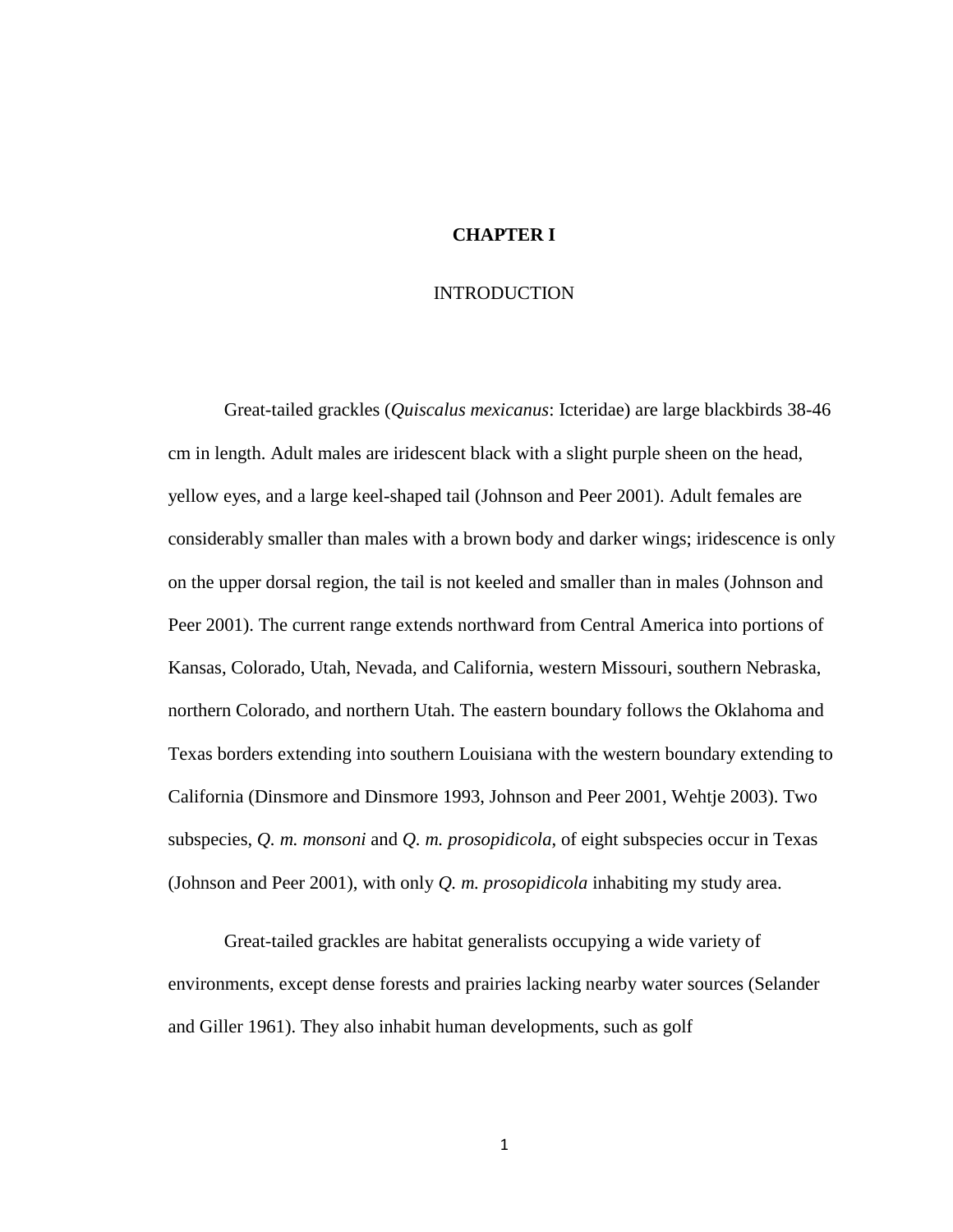# CHAPTER I

## INTRODUCTION

Great-tailed grackles (*Quiscalus mexicanus*: Icteridae) are large blackbirds 38-46 cm in length. Adult males are iridescent black with a slight purple sheen on the head, yellow eyes, and a large keel-shaped tail (Johnson and Peer 2001). Adult females are considerably smaller than males with a brown body and darker wings; iridescence is only on the upper dorsal region, the tail is not keeled and smaller than in males (Johnson and Peer 2001). The current range extends northward from Central America into portions of Kansas, Colorado, Utah, Nevada, and California, western Missouri, southern Nebraska, northern Colorado, and northern Utah. The eastern boundary follows the Oklahoma and Texas borders extending into southern Louisiana with the western boundary extending to California (Dinsmore and Dinsmore 1993, Johnson and Peer 2001, Wehtje 2003). Two subspecies, *Q. m. monsoni* and *Q. m. prosopidicola*, of eight subspecies occur in Texas (Johnson and Peer 2001), with only *Q. m. prosopidicola* inhabiting my study area.

Great-tailed grackles are habitat generalists occupying a wide variety of environments, except dense forests and prairies lacking nearby water sources (Selander and Giller 1961). They also inhabit human developments, such as golf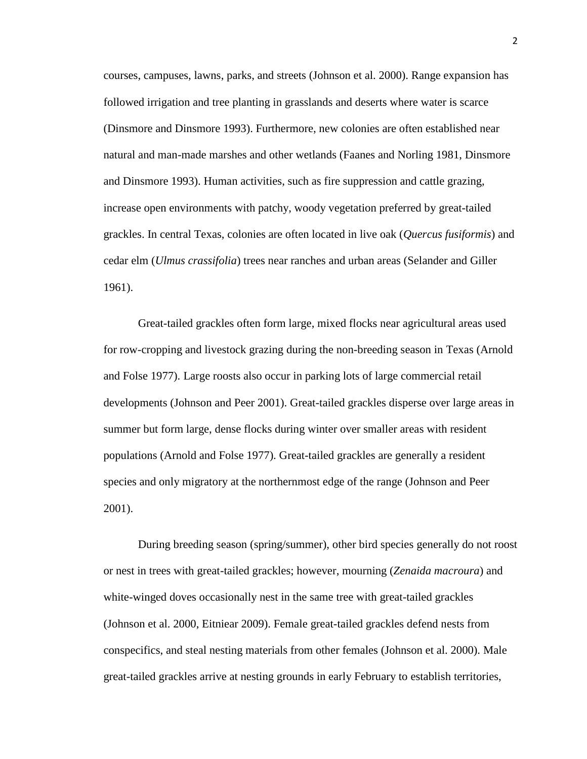courses, campuses, lawns, parks, and streets (Johnson et al. 2000). Range expansion has followed irrigation and tree planting in grasslands and deserts where water is scarce (Dinsmore and Dinsmore 1993). Furthermore, new colonies are often established near natural and man-made marshes and other wetlands (Faanes and Norling 1981, Dinsmore and Dinsmore 1993). Human activities, such as fire suppression and cattle grazing, increase open environments with patchy, woody vegetation preferred by great-tailed grackles. In central Texas, colonies are often located in live oak (*Quercus fusiformis*) and cedar elm (*Ulmus crassifolia*) trees near ranches and urban areas (Selander and Giller 1961).

Great-tailed grackles often form large, mixed flocks near agricultural areas used for row-cropping and livestock grazing during the non-breeding season in Texas (Arnold and Folse 1977). Large roosts also occur in parking lots of large commercial retail developments (Johnson and Peer 2001). Great-tailed grackles disperse over large areas in summer but form large, dense flocks during winter over smaller areas with resident populations (Arnold and Folse 1977). Great-tailed grackles are generally a resident species and only migratory at the northernmost edge of the range (Johnson and Peer 2001).

During breeding season (spring/summer), other bird species generally do not roost or nest in trees with great-tailed grackles; however, mourning (*Zenaida macroura*) and white-winged doves occasionally nest in the same tree with great-tailed grackles (Johnson et al. 2000, Eitniear 2009). Female great-tailed grackles defend nests from conspecifics, and steal nesting materials from other females (Johnson et al. 2000). Male great-tailed grackles arrive at nesting grounds in early February to establish territories,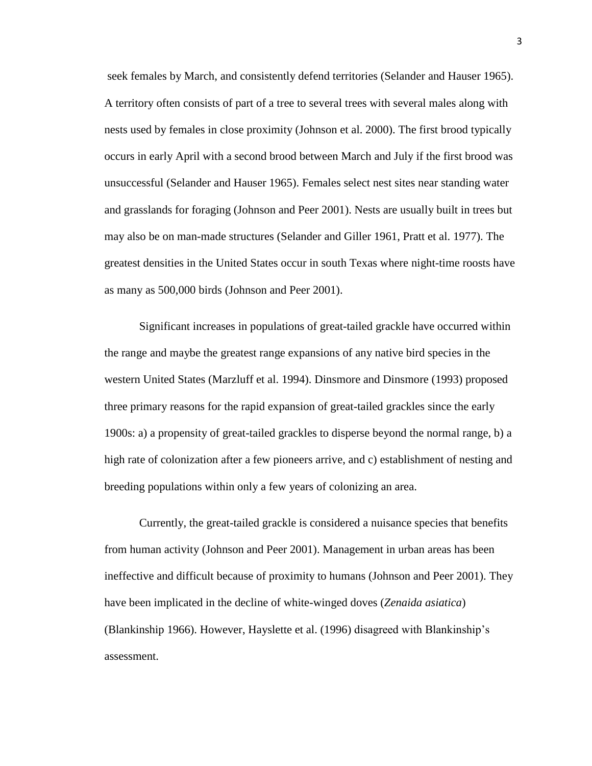seek females by March, and consistently defend territories (Selander and Hauser 1965). A territory often consists of part of a tree to several trees with several males along with nests used by females in close proximity (Johnson et al. 2000). The first brood typically occurs in early April with a second brood between March and July if the first brood was unsuccessful (Selander and Hauser 1965). Females select nest sites near standing water and grasslands for foraging (Johnson and Peer 2001). Nests are usually built in trees but may also be on man-made structures (Selander and Giller 1961, Pratt et al. 1977). The greatest densities in the United States occur in south Texas where night-time roosts have as many as 500,000 birds (Johnson and Peer 2001).

Significant increases in populations of great-tailed grackle have occurred within the range and maybe the greatest range expansions of any native bird species in the western United States (Marzluff et al. 1994). Dinsmore and Dinsmore (1993) proposed three primary reasons for the rapid expansion of great-tailed grackles since the early 1900s: a) a propensity of great-tailed grackles to disperse beyond the normal range, b) a high rate of colonization after a few pioneers arrive, and c) establishment of nesting and breeding populations within only a few years of colonizing an area.

Currently, the great-tailed grackle is considered a nuisance species that benefits from human activity (Johnson and Peer 2001). Management in urban areas has been ineffective and difficult because of proximity to humans (Johnson and Peer 2001). They have been implicated in the decline of white-winged doves (*Zenaida asiatica*) (Blankinship 1966). However, Hayslette et al. (1996) disagreed with Blankinship's assessment.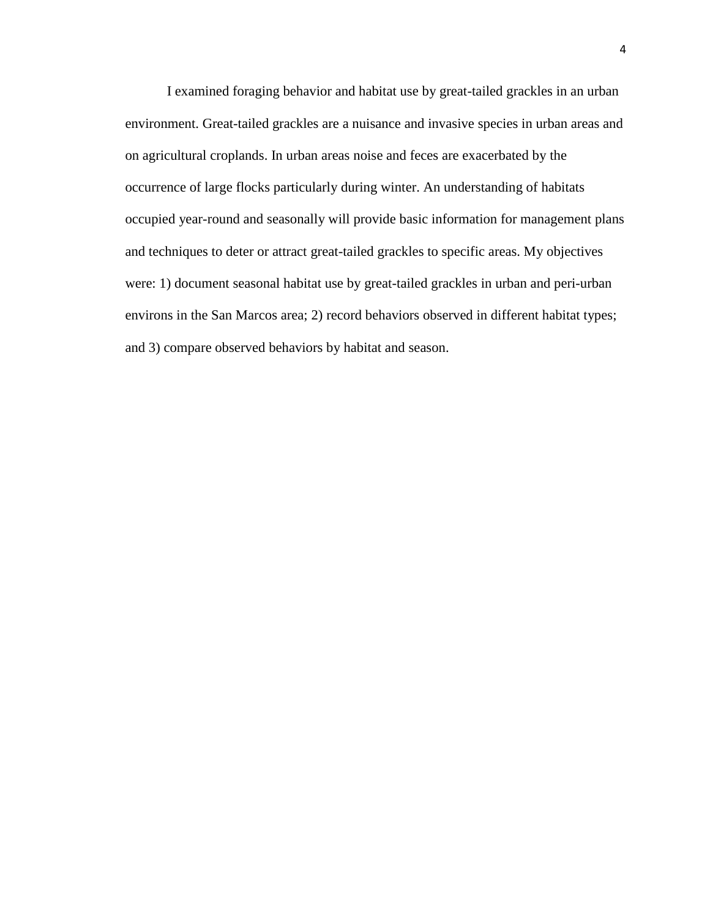I examined foraging behavior and habitat use by great-tailed grackles in an urban environment. Great-tailed grackles are a nuisance and invasive species in urban areas and on agricultural croplands. In urban areas noise and feces are exacerbated by the occurrence of large flocks particularly during winter. An understanding of habitats occupied year-round and seasonally will provide basic information for management plans and techniques to deter or attract great-tailed grackles to specific areas. My objectives were: 1) document seasonal habitat use by great-tailed grackles in urban and peri-urban environs in the San Marcos area; 2) record behaviors observed in different habitat types; and 3) compare observed behaviors by habitat and season.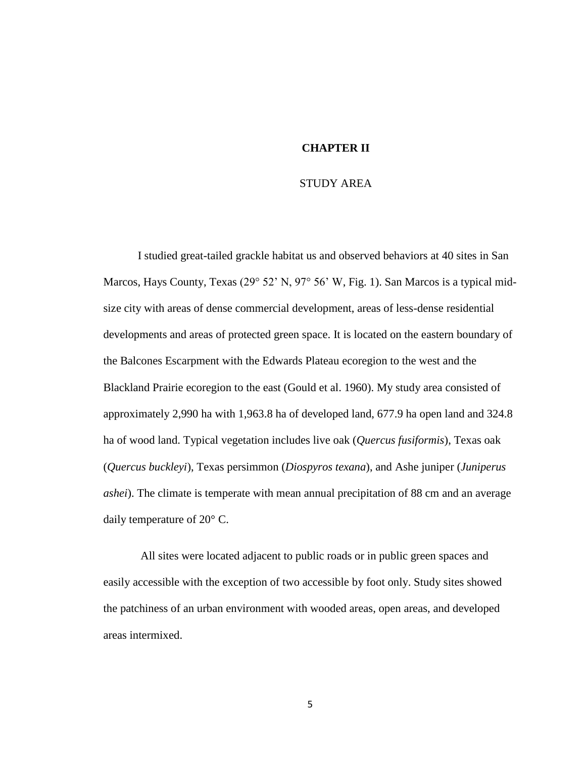# CHAPTER II

## STUDY AREA

I studied great-tailed grackle habitat us and observed behaviors at 40 sites in San Marcos, Hays County, Texas (29° 52' N, 97° 56' W, Fig. 1). San Marcos is a typical mid-size city with areas of dense commercial development, areas of less-dense residential developments and areas of protected green space. It is located on the eastern boundary of the Balcones Escarpment with the Edwards Plateau ecoregion to the west and the Blackland Prairie ecoregion to the east (Gould et al. 1960). My study area consisted of approximately 2,990 ha with 1,963.8 ha of developed land, 677.9 ha open land and 324.8 ha of wood land. Typical vegetation includes live oak (*Quercus fusiformis*), Texas oak (*Quercus buckleyi*), Texas persimmon (*Diospyros texana*), and Ashe juniper (*Juniperus ashei*). The climate is temperate with mean annual precipitation of 88 cm and an average daily temperature of 20° C.

All sites were located adjacent to public roads or in public green spaces and easily accessible with the exception of two accessible by foot only. Study sites showed the patchiness of an urban environment with wooded areas, open areas, and developed areas intermixed.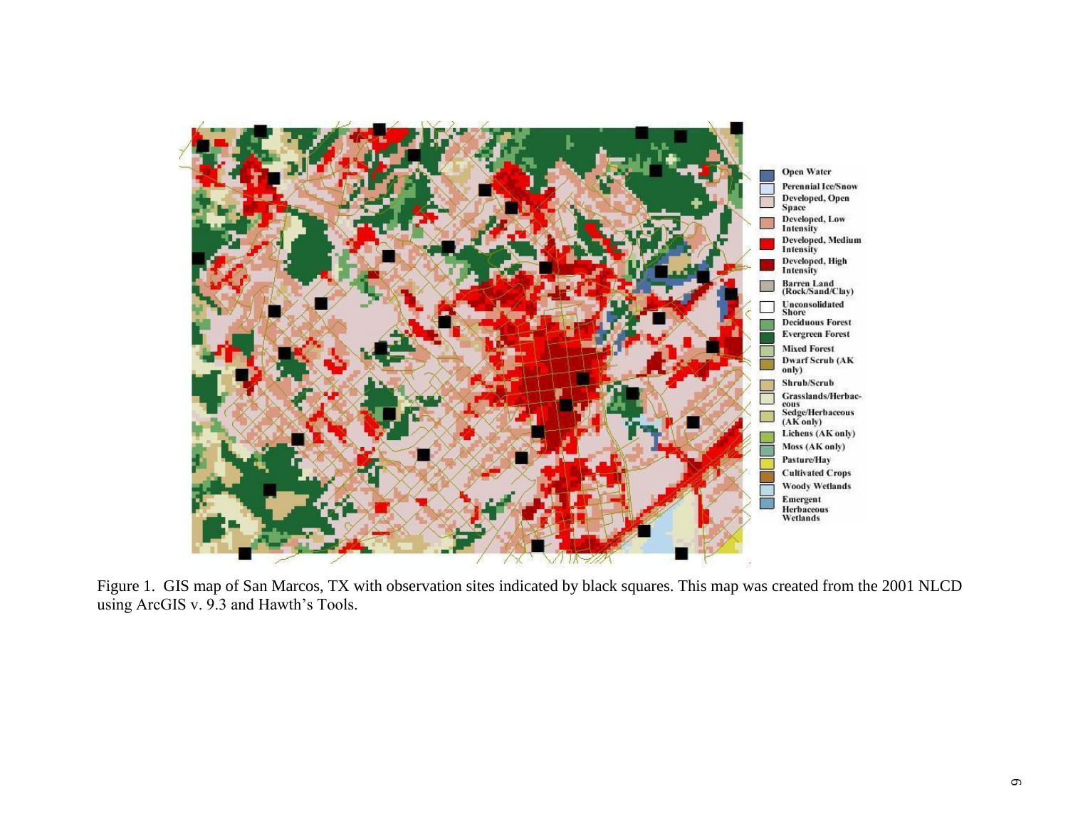Figure 1. GIS map of San Marcos, TX with observation sites indicated by black squares. This map was created from the 2001 NLCD using ArcGIS v. 9.3 and Hawth's Tools.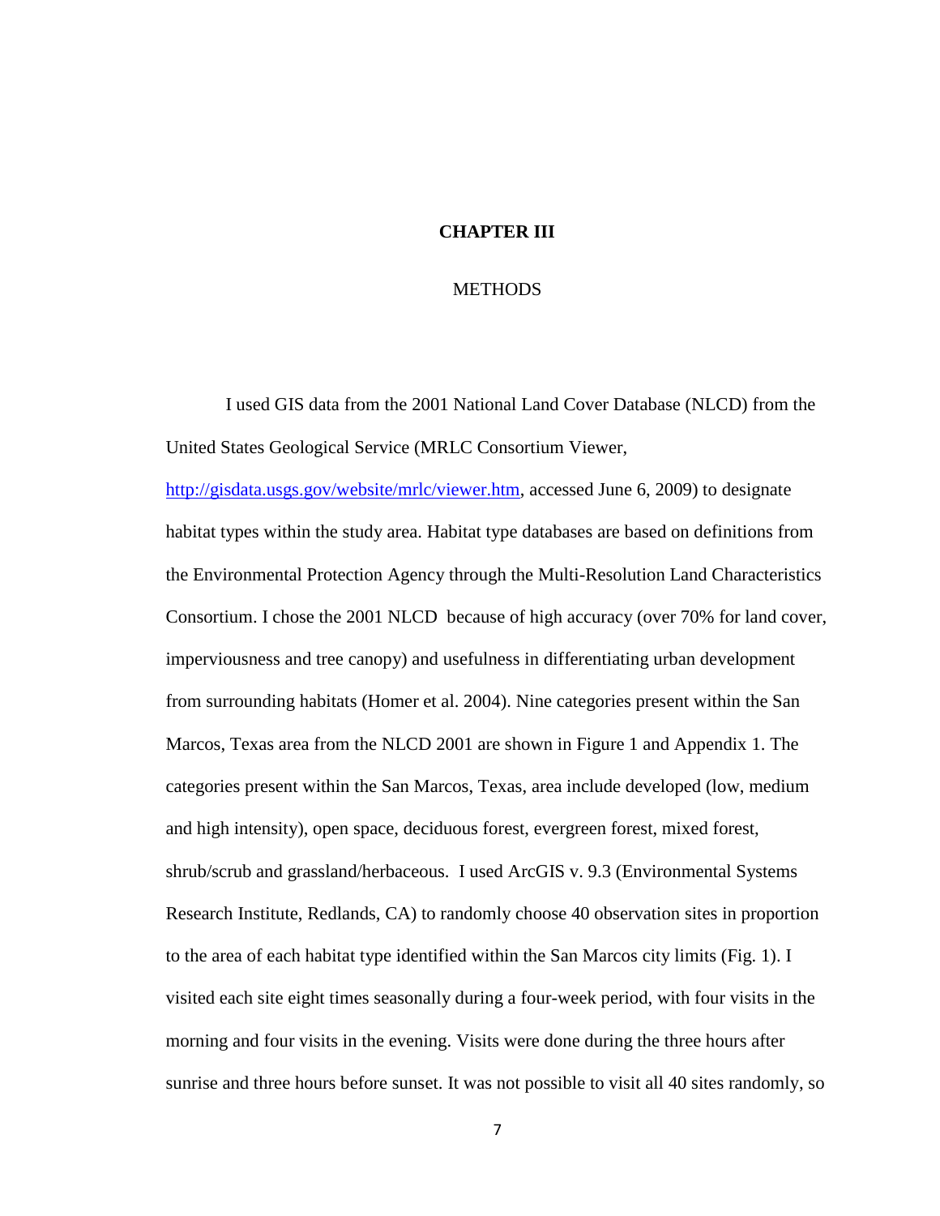# CHAPTER III

## METHODS

I used GIS data from the 2001 National Land Cover Database (NLCD) from the United States Geological Service (MRLC Consortium Viewer, http://gisdata.usgs.gov/website/mrlc/viewer.htm, accessed June 6, 2009) to designate habitat types within the study area. Habitat type databases are based on definitions from the Environmental Protection Agency through the Multi-Resolution Land Characteristics Consortium. I chose the 2001 NLCD because of high accuracy (over 70% for land cover, imperviousness and tree canopy) and usefulness in differentiating urban development from surrounding habitats (Homer et al. 2004). Nine categories present within the San Marcos, Texas area from the NLCD 2001 are shown in Figure 1 and Appendix 1. The categories present within the San Marcos, Texas, area include developed (low, medium and high intensity), open space, deciduous forest, evergreen forest, mixed forest, shrub/scrub and grassland/herbaceous. I used ArcGIS v. 9.3 (Environmental Systems Research Institute, Redlands, CA) to randomly choose 40 observation sites in proportion to the area of each habitat type identified within the San Marcos city limits (Fig. 1). I visited each site eight times seasonally during a four-week period, with four visits in the morning and four visits in the evening. Visits were done during the three hours after sunrise and three hours before sunset. It was not possible to visit all 40 sites randomly, so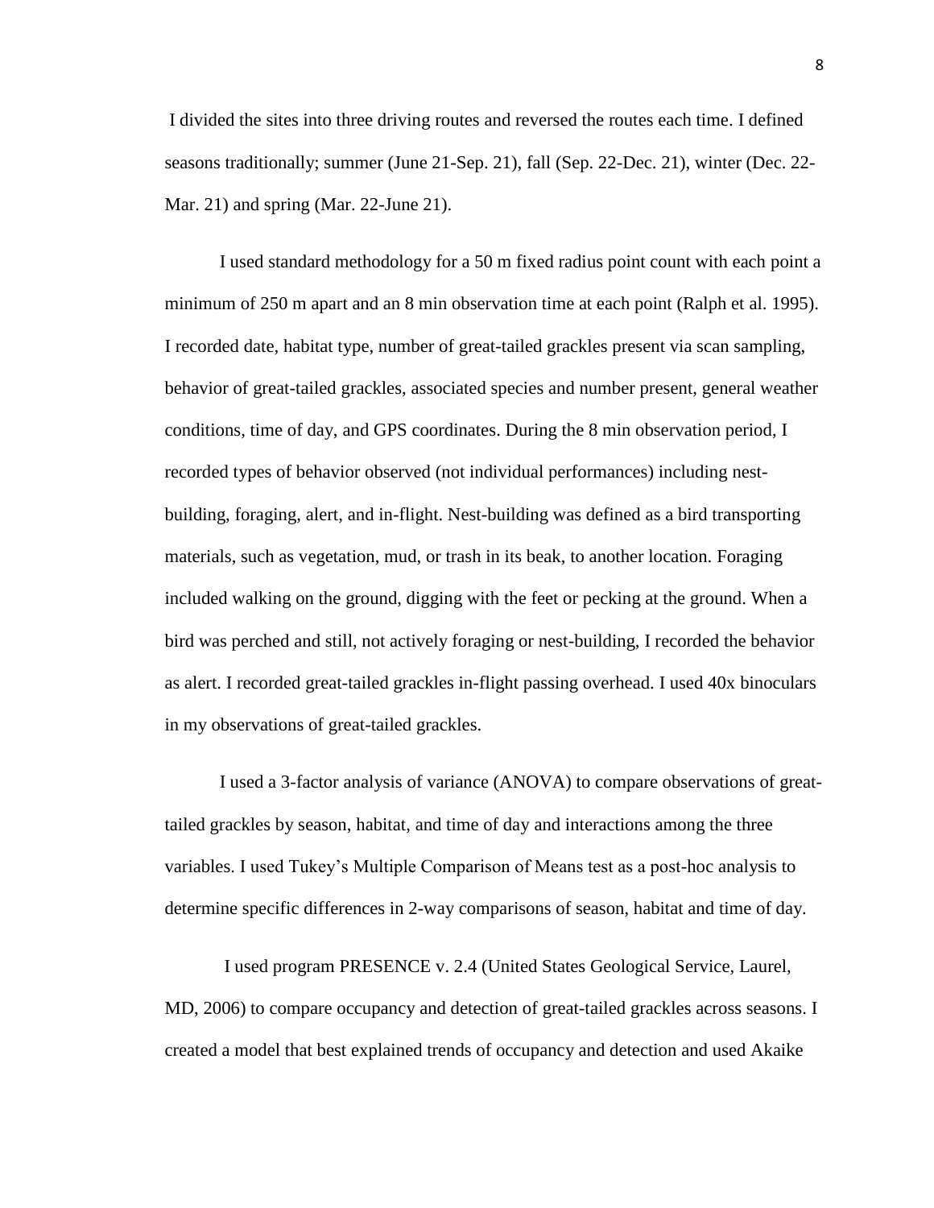I divided the sites into three driving routes and reversed the routes each time. I defined seasons traditionally; summer (June 21-Sep. 21), fall (Sep. 22-Dec. 21), winter (Dec. 22-Mar. 21) and spring (Mar. 22-June 21).

I used standard methodology for a 50 m fixed radius point count with each point a minimum of 250 m apart and an 8 min observation time at each point (Ralph et al. 1995). I recorded date, habitat type, number of great-tailed grackles present via scan sampling, behavior of great-tailed grackles, associated species and number present, general weather conditions, time of day, and GPS coordinates. During the 8 min observation period, I recorded types of behavior observed (not individual performances) including nest-building, foraging, alert, and in-flight. Nest-building was defined as a bird transporting materials, such as vegetation, mud, or trash in its beak, to another location. Foraging included walking on the ground, digging with the feet or pecking at the ground. When a bird was perched and still, not actively foraging or nest-building, I recorded the behavior as alert. I recorded great-tailed grackles in-flight passing overhead. I used 40x binoculars in my observations of great-tailed grackles.

I used a 3-factor analysis of variance (ANOVA) to compare observations of great-tailed grackles by season, habitat, and time of day and interactions among the three variables. I used Tukey's Multiple Comparison of Means test as a post-hoc analysis to determine specific differences in 2-way comparisons of season, habitat and time of day.

I used program PRESENCE v. 2.4 (United States Geological Service, Laurel, MD, 2006) to compare occupancy and detection of great-tailed grackles across seasons. I created a model that best explained trends of occupancy and detection and used Akaike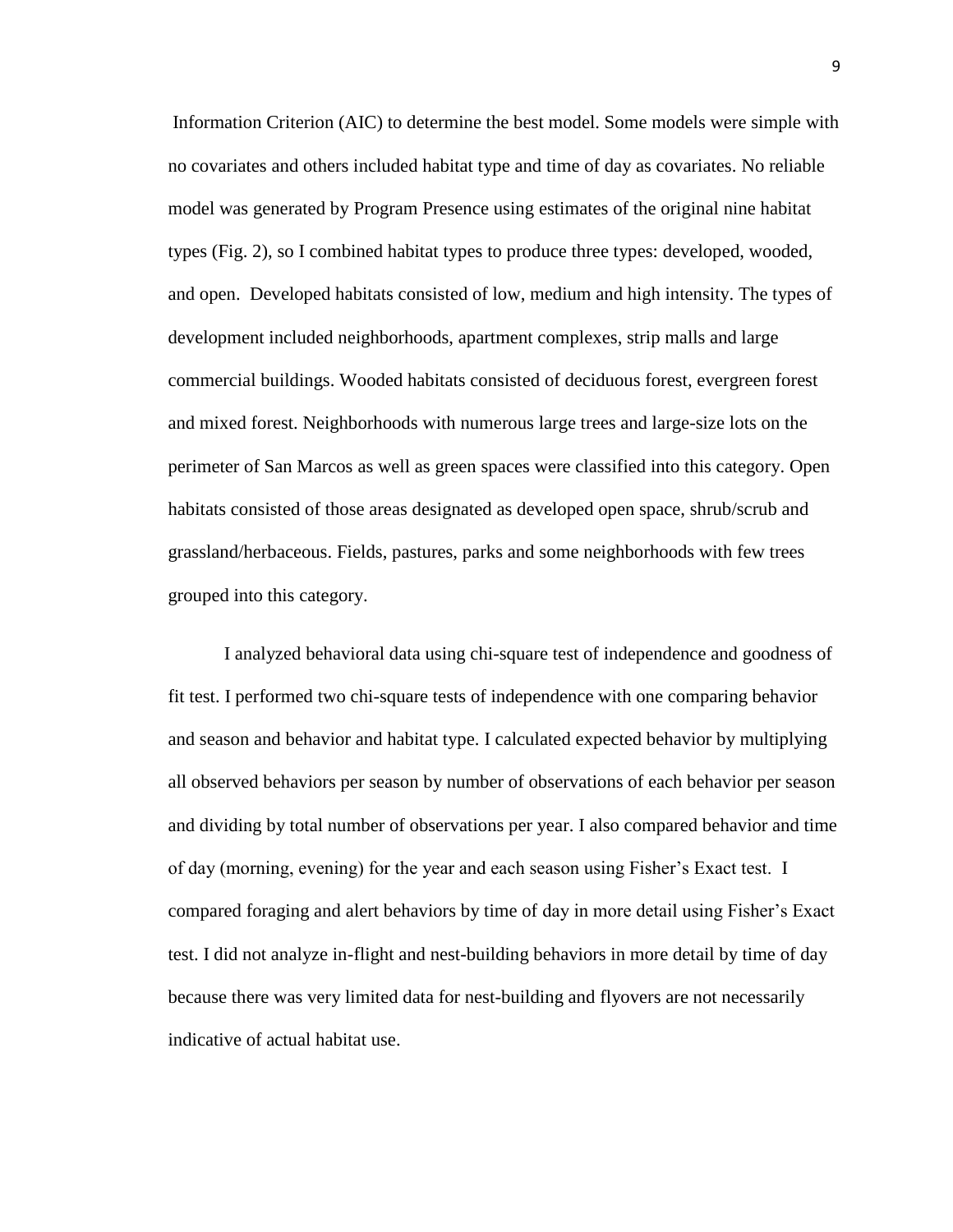Information Criterion (AIC) to determine the best model. Some models were simple with no covariates and others included habitat type and time of day as covariates. No reliable model was generated by Program Presence using estimates of the original nine habitat types (Fig. 2), so I combined habitat types to produce three types: developed, wooded, and open. Developed habitats consisted of low, medium and high intensity. The types of development included neighborhoods, apartment complexes, strip malls and large commercial buildings. Wooded habitats consisted of deciduous forest, evergreen forest and mixed forest. Neighborhoods with numerous large trees and large-size lots on the perimeter of San Marcos as well as green spaces were classified into this category. Open habitats consisted of those areas designated as developed open space, shrub/scrub and grassland/herbaceous. Fields, pastures, parks and some neighborhoods with few trees grouped into this category.

I analyzed behavioral data using chi-square test of independence and goodness of fit test. I performed two chi-square tests of independence with one comparing behavior and season and behavior and habitat type. I calculated expected behavior by multiplying all observed behaviors per season by number of observations of each behavior per season and dividing by total number of observations per year. I also compared behavior and time of day (morning, evening) for the year and each season using Fisher's Exact test. I compared foraging and alert behaviors by time of day in more detail using Fisher's Exact test. I did not analyze in-flight and nest-building behaviors in more detail by time of day because there was very limited data for nest-building and flyovers are not necessarily indicative of actual habitat use.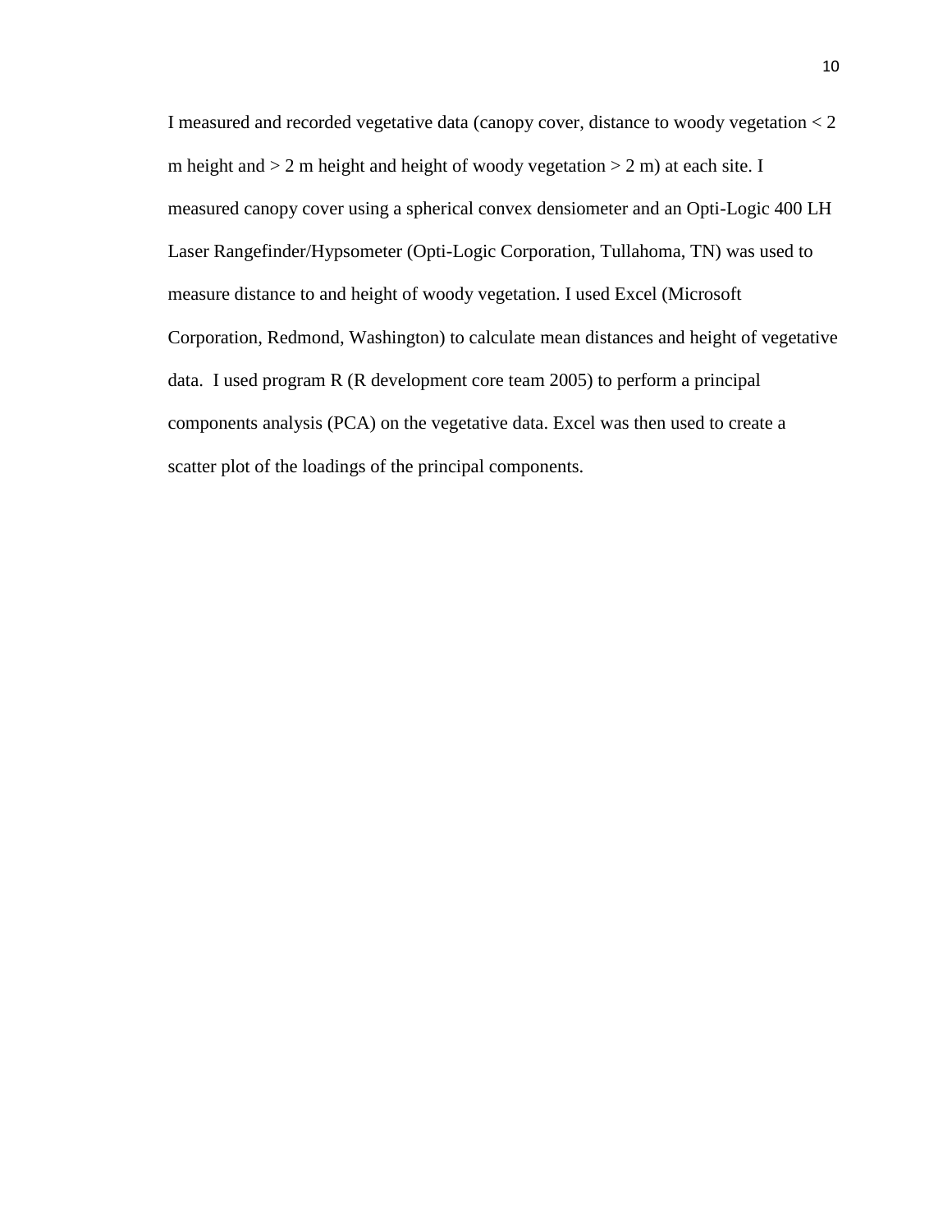I measured and recorded vegetative data (canopy cover, distance to woody vegetation < 2 m height and > 2 m height and height of woody vegetation > 2 m) at each site. I measured canopy cover using a spherical convex densiometer and an Opti-Logic 400 LH Laser Rangefinder/Hypsometer (Opti-Logic Corporation, Tullahoma, TN) was used to measure distance to and height of woody vegetation. I used Excel (Microsoft Corporation, Redmond, Washington) to calculate mean distances and height of vegetative data. I used program R (R development core team 2005) to perform a principal components analysis (PCA) on the vegetative data. Excel was then used to create a scatter plot of the loadings of the principal components.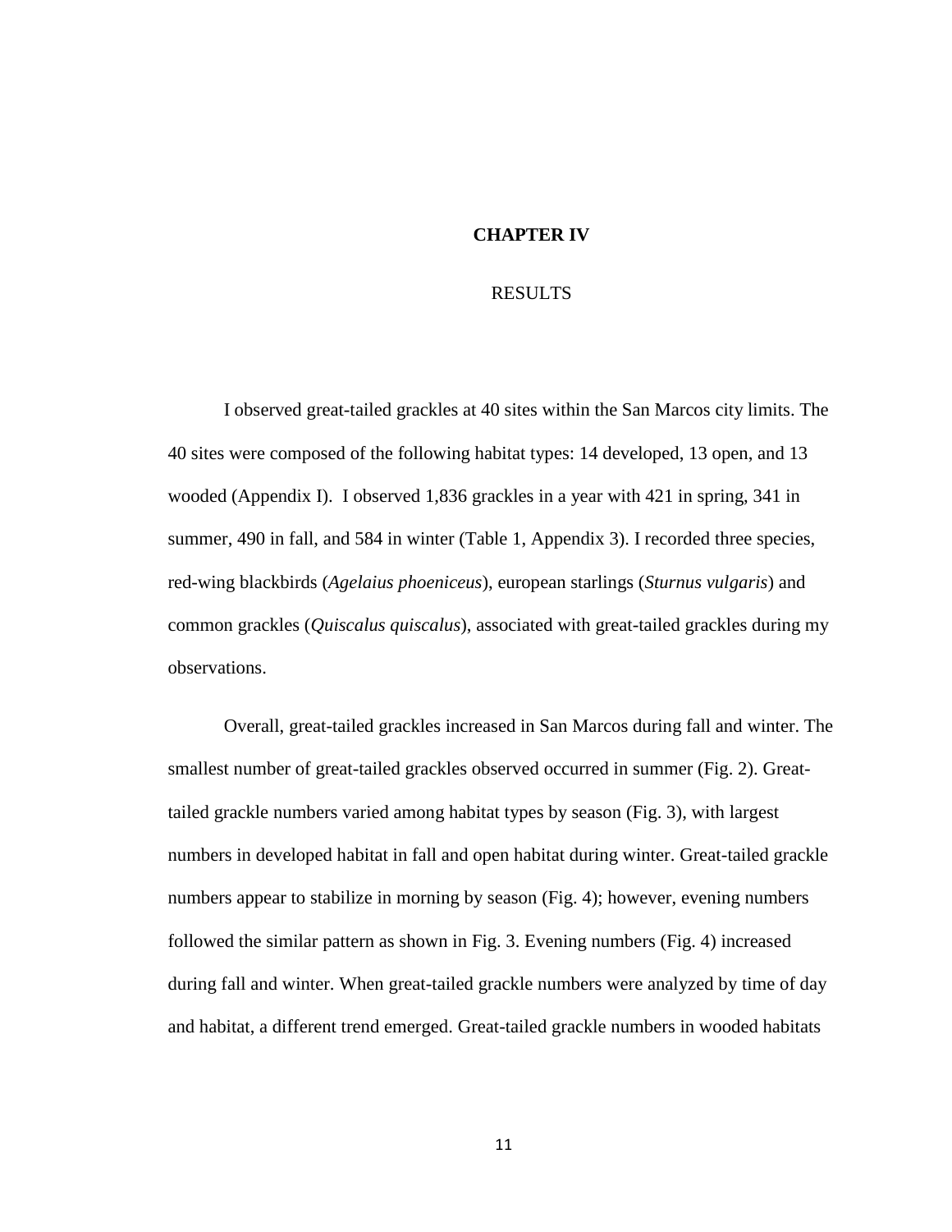# CHAPTER IV

## RESULTS

I observed great-tailed grackles at 40 sites within the San Marcos city limits. The 40 sites were composed of the following habitat types: 14 developed, 13 open, and 13 wooded (Appendix I). I observed 1,836 grackles in a year with 421 in spring, 341 in summer, 490 in fall, and 584 in winter (Table 1, Appendix 3). I recorded three species, red-wing blackbirds (*Agelaius phoeniceus*), european starlings (*Sturnus vulgaris*) and common grackles (*Quiscalus quiscalus*), associated with great-tailed grackles during my observations.

Overall, great-tailed grackles increased in San Marcos during fall and winter. The smallest number of great-tailed grackles observed occurred in summer (Fig. 2). Great-tailed grackle numbers varied among habitat types by season (Fig. 3), with largest numbers in developed habitat in fall and open habitat during winter. Great-tailed grackle numbers appear to stabilize in morning by season (Fig. 4); however, evening numbers followed the similar pattern as shown in Fig. 3. Evening numbers (Fig. 4) increased during fall and winter. When great-tailed grackle numbers were analyzed by time of day and habitat, a different trend emerged. Great-tailed grackle numbers in wooded habitats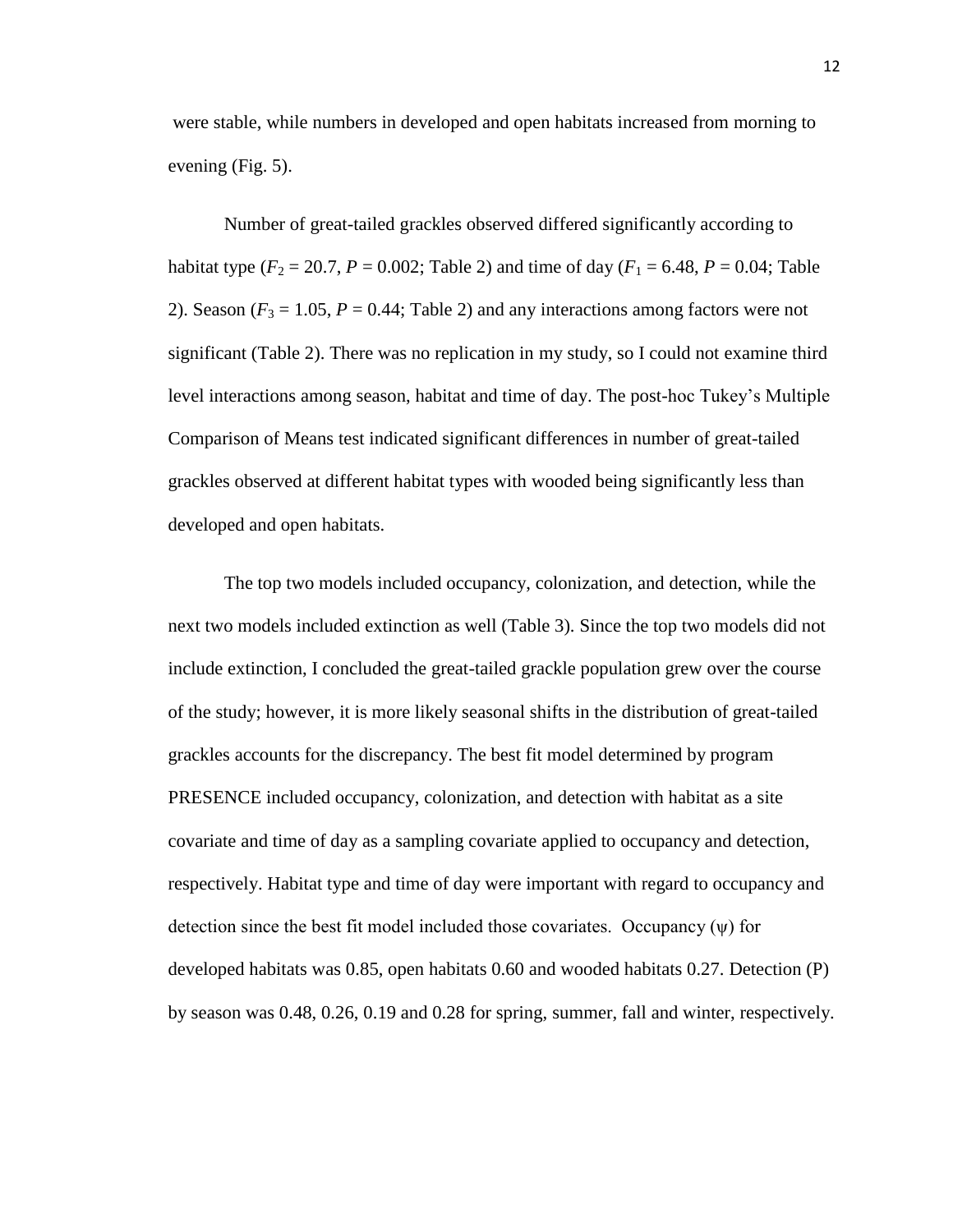were stable, while numbers in developed and open habitats increased from morning to evening (Fig. 5).

Number of great-tailed grackles observed differed significantly according to habitat type ($F_2 = 20.7$, $P = 0.002$; Table 2) and time of day ($F_1 = 6.48$, $P = 0.04$; Table 2). Season ($F_3 = 1.05$, $P = 0.44$; Table 2) and any interactions among factors were not significant (Table 2). There was no replication in my study, so I could not examine third level interactions among season, habitat and time of day. The post-hoc Tukey's Multiple Comparison of Means test indicated significant differences in number of great-tailed grackles observed at different habitat types with wooded being significantly less than developed and open habitats.

The top two models included occupancy, colonization, and detection, while the next two models included extinction as well (Table 3). Since the top two models did not include extinction, I concluded the great-tailed grackle population grew over the course of the study; however, it is more likely seasonal shifts in the distribution of great-tailed grackles accounts for the discrepancy. The best fit model determined by program PRESENCE included occupancy, colonization, and detection with habitat as a site covariate and time of day as a sampling covariate applied to occupancy and detection, respectively. Habitat type and time of day were important with regard to occupancy and detection since the best fit model included those covariates. Occupancy ($\psi$) for developed habitats was 0.85, open habitats 0.60 and wooded habitats 0.27. Detection (P) by season was 0.48, 0.26, 0.19 and 0.28 for spring, summer, fall and winter, respectively.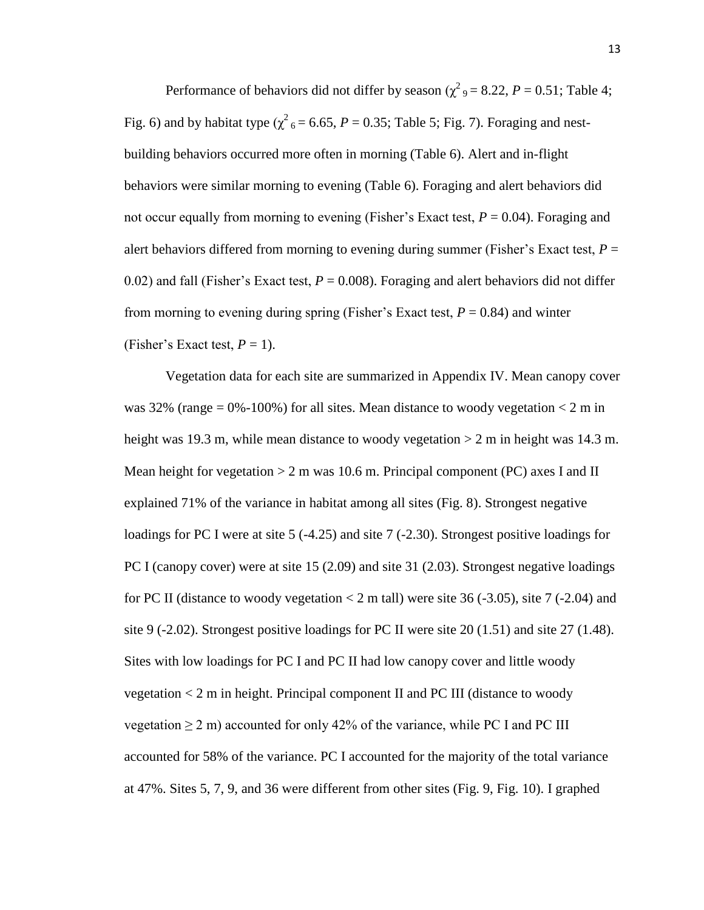Performance of behaviors did not differ by season ($\chi^2_9 = 8.22$, $P = 0.51$; Table 4; Fig. 6) and by habitat type ($\chi^2_6 = 6.65$, $P = 0.35$; Table 5; Fig. 7). Foraging and nest-building behaviors occurred more often in morning (Table 6). Alert and in-flight behaviors were similar morning to evening (Table 6). Foraging and alert behaviors did not occur equally from morning to evening (Fisher's Exact test, $P = 0.04$). Foraging and alert behaviors differed from morning to evening during summer (Fisher's Exact test, $P = 0.02$) and fall (Fisher's Exact test, $P = 0.008$). Foraging and alert behaviors did not differ from morning to evening during spring (Fisher's Exact test, $P = 0.84$) and winter (Fisher's Exact test, $P = 1$).

Vegetation data for each site are summarized in Appendix IV. Mean canopy cover was 32% (range = 0%-100%) for all sites. Mean distance to woody vegetation < 2 m in height was 19.3 m, while mean distance to woody vegetation > 2 m in height was 14.3 m. Mean height for vegetation > 2 m was 10.6 m. Principal component (PC) axes I and II explained 71% of the variance in habitat among all sites (Fig. 8). Strongest negative loadings for PC I were at site 5 (-4.25) and site 7 (-2.30). Strongest positive loadings for PC I (canopy cover) were at site 15 (2.09) and site 31 (2.03). Strongest negative loadings for PC II (distance to woody vegetation < 2 m tall) were site 36 (-3.05), site 7 (-2.04) and site 9 (-2.02). Strongest positive loadings for PC II were site 20 (1.51) and site 27 (1.48). Sites with low loadings for PC I and PC II had low canopy cover and little woody vegetation < 2 m in height. Principal component II and PC III (distance to woody vegetation ≥ 2 m) accounted for only 42% of the variance, while PC I and PC III accounted for 58% of the variance. PC I accounted for the majority of the total variance at 47%. Sites 5, 7, 9, and 36 were different from other sites (Fig. 9, Fig. 10). I graphed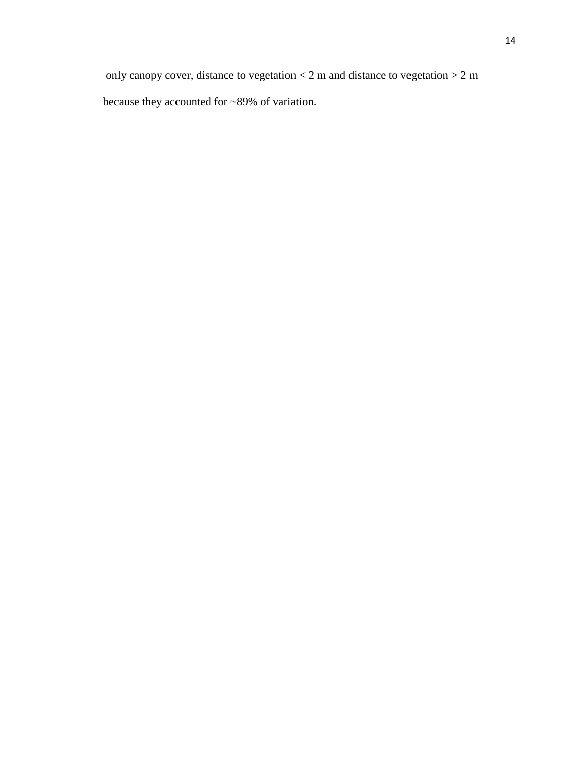only canopy cover, distance to vegetation < 2 m and distance to vegetation > 2 m because they accounted for ~89% of variation.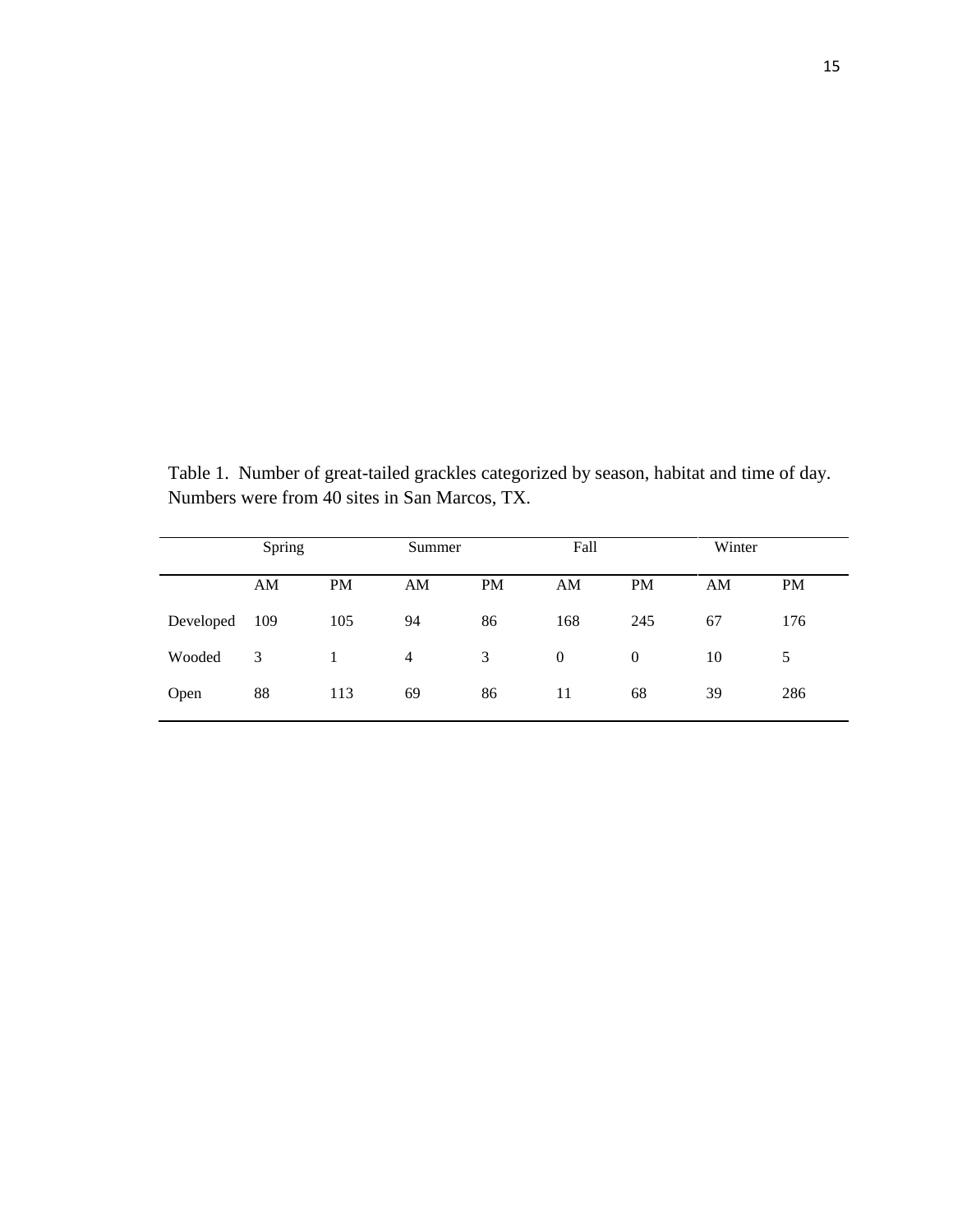Table 1. Number of great-tailed grackles categorized by season, habitat and time of day. Numbers were from 40 sites in San Marcos, TX.

| | Spring | | Summer | | Fall | | Winter | |
|---|---|---|---|---|---|---|---|---|
| | AM | PM | AM | PM | AM | PM | AM | PM |
| Developed | 109 | 105 | 94 | 86 | 168 | 245 | 67 | 176 |
| Wooded | 3 | 1 | 4 | 3 | 0 | 0 | 10 | 5 |
| Open | 88 | 113 | 69 | 86 | 11 | 68 | 39 | 286 |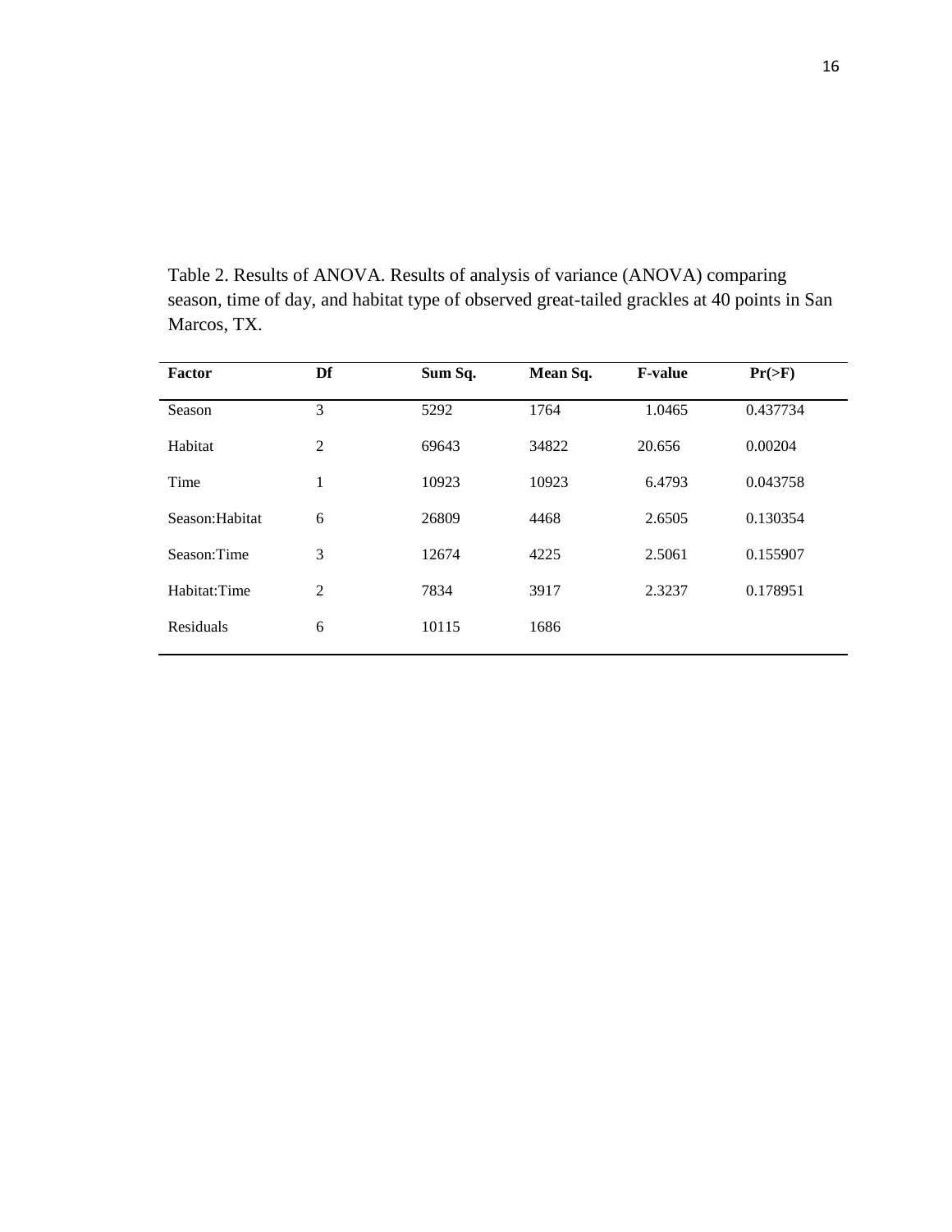Table 2. Results of ANOVA. Results of analysis of variance (ANOVA) comparing season, time of day, and habitat type of observed great-tailed grackles at 40 points in San Marcos, TX.

| Factor | Df | Sum Sq. | Mean Sq. | F-value | Pr(>F) |
|---|---|---|---|---|---|
| Season | 3 | 5292 | 1764 | 1.0465 | 0.437734 |
| Habitat | 2 | 69643 | 34822 | 20.656 | 0.00204 |
| Time | 1 | 10923 | 10923 | 6.4793 | 0.043758 |
| Season:Habitat | 6 | 26809 | 4468 | 2.6505 | 0.130354 |
| Season:Time | 3 | 12674 | 4225 | 2.5061 | 0.155907 |
| Habitat:Time | 2 | 7834 | 3917 | 2.3237 | 0.178951 |
| Residuals | 6 | 10115 | 1686 | | |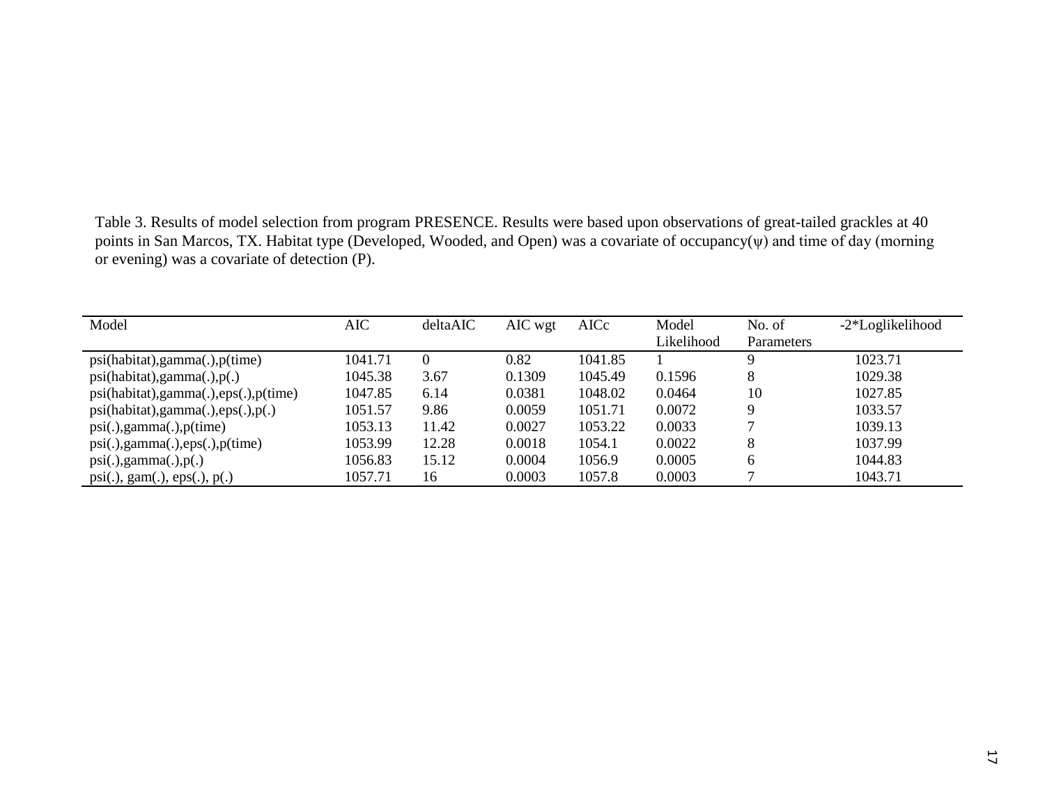Table 3. Results of model selection from program PRESENCE. Results were based upon observations of great-tailed grackles at 40 points in San Marcos, TX. Habitat type (Developed, Wooded, and Open) was a covariate of occupancy($\psi$) and time of day (morning or evening) was a covariate of detection (P).

| Model | AIC | deltaAIC | AIC wgt | AICc | Model Likelihood | No. of Parameters | -2*Loglikelihood |
|---|---|---|---|---|---|---|---|
| psi(habitat),gamma(.),p(time) | 1041.71 | 0 | 0.82 | 1041.85 | 1 | 9 | 1023.71 |
| psi(habitat),gamma(.),p(.) | 1045.38 | 3.67 | 0.1309 | 1045.49 | 0.1596 | 8 | 1029.38 |
| psi(habitat),gamma(.),eps(.),p(time) | 1047.85 | 6.14 | 0.0381 | 1048.02 | 0.0464 | 10 | 1027.85 |
| psi(habitat),gamma(.),eps(.),p(.) | 1051.57 | 9.86 | 0.0059 | 1051.71 | 0.0072 | 9 | 1033.57 |
| psi(.),gamma(.),p(time) | 1053.13 | 11.42 | 0.0027 | 1053.22 | 0.0033 | 7 | 1039.13 |
| psi(.),gamma(.),eps(.),p(time) | 1053.99 | 12.28 | 0.0018 | 1054.1 | 0.0022 | 8 | 1037.99 |
| psi(.),gamma(.),p(.) | 1056.83 | 15.12 | 0.0004 | 1056.9 | 0.0005 | 6 | 1044.83 |
| psi(.), gam(.), eps(.), p(.) | 1057.71 | 16 | 0.0003 | 1057.8 | 0.0003 | 7 | 1043.71 |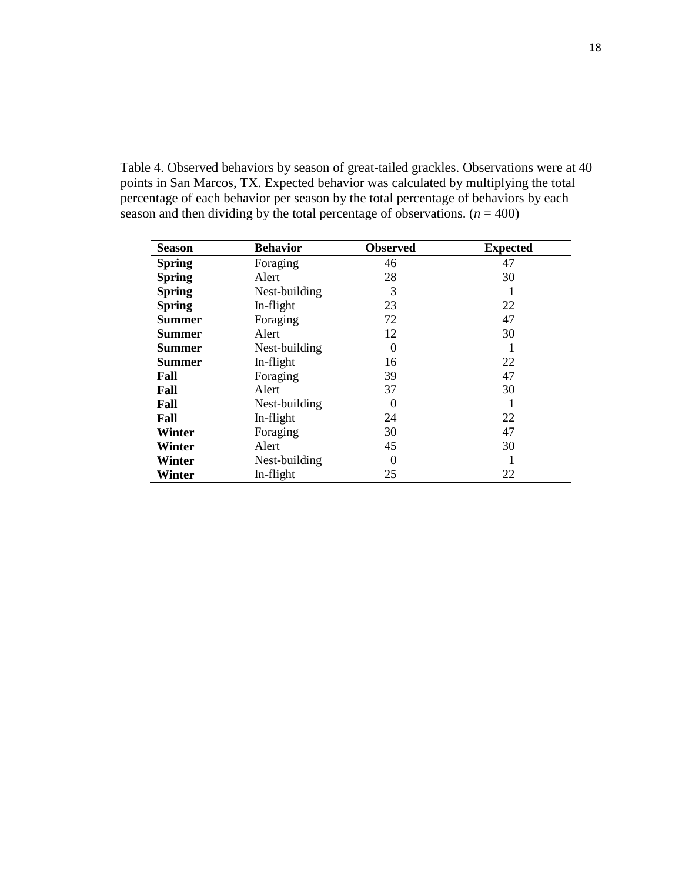Table 4. Observed behaviors by season of great-tailed grackles. Observations were at 40 points in San Marcos, TX. Expected behavior was calculated by multiplying the total percentage of each behavior per season by the total percentage of behaviors by each season and then dividing by the total percentage of observations. (*n* = 400)

| Season | Behavior | Observed | Expected |
|---|---|---|---|
| **Spring** | Foraging | 46 | 47 |
| **Spring** | Alert | 28 | 30 |
| **Spring** | Nest-building | 3 | 1 |
| **Spring** | In-flight | 23 | 22 |
| **Summer** | Foraging | 72 | 47 |
| **Summer** | Alert | 12 | 30 |
| **Summer** | Nest-building | 0 | 1 |
| **Summer** | In-flight | 16 | 22 |
| **Fall** | Foraging | 39 | 47 |
| **Fall** | Alert | 37 | 30 |
| **Fall** | Nest-building | 0 | 1 |
| **Fall** | In-flight | 24 | 22 |
| **Winter** | Foraging | 30 | 47 |
| **Winter** | Alert | 45 | 30 |
| **Winter** | Nest-building | 0 | 1 |
| **Winter** | In-flight | 25 | 22 |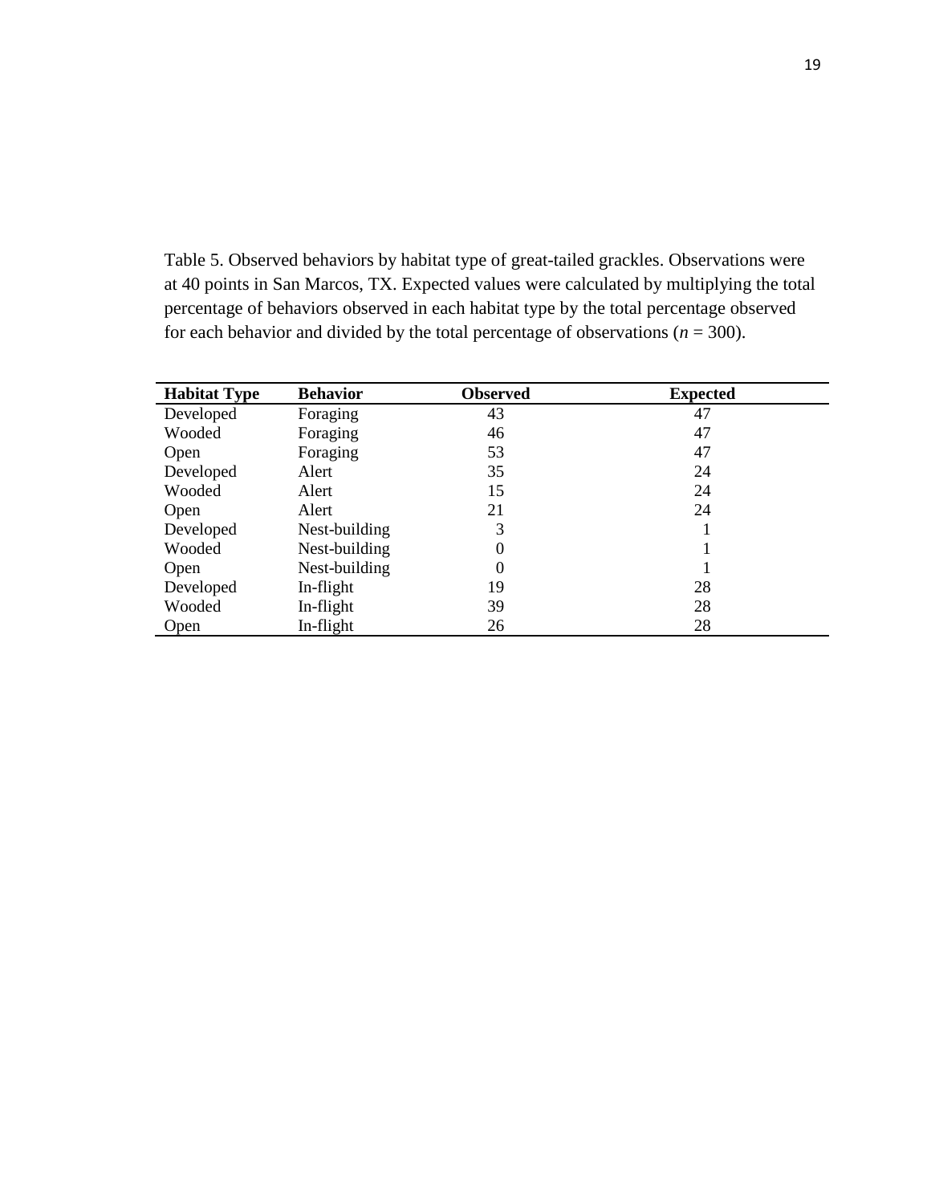Table 5. Observed behaviors by habitat type of great-tailed grackles. Observations were at 40 points in San Marcos, TX. Expected values were calculated by multiplying the total percentage of behaviors observed in each habitat type by the total percentage observed for each behavior and divided by the total percentage of observations ($n$ = 300).

| **Habitat Type** | **Behavior** | **Observed** | **Expected** |
|---|---|---|---|
| Developed | Foraging | 43 | 47 |
| Wooded | Foraging | 46 | 47 |
| Open | Foraging | 53 | 47 |
| Developed | Alert | 35 | 24 |
| Wooded | Alert | 15 | 24 |
| Open | Alert | 21 | 24 |
| Developed | Nest-building | 3 | 1 |
| Wooded | Nest-building | 0 | 1 |
| Open | Nest-building | 0 | 1 |
| Developed | In-flight | 19 | 28 |
| Wooded | In-flight | 39 | 28 |
| Open | In-flight | 26 | 28 |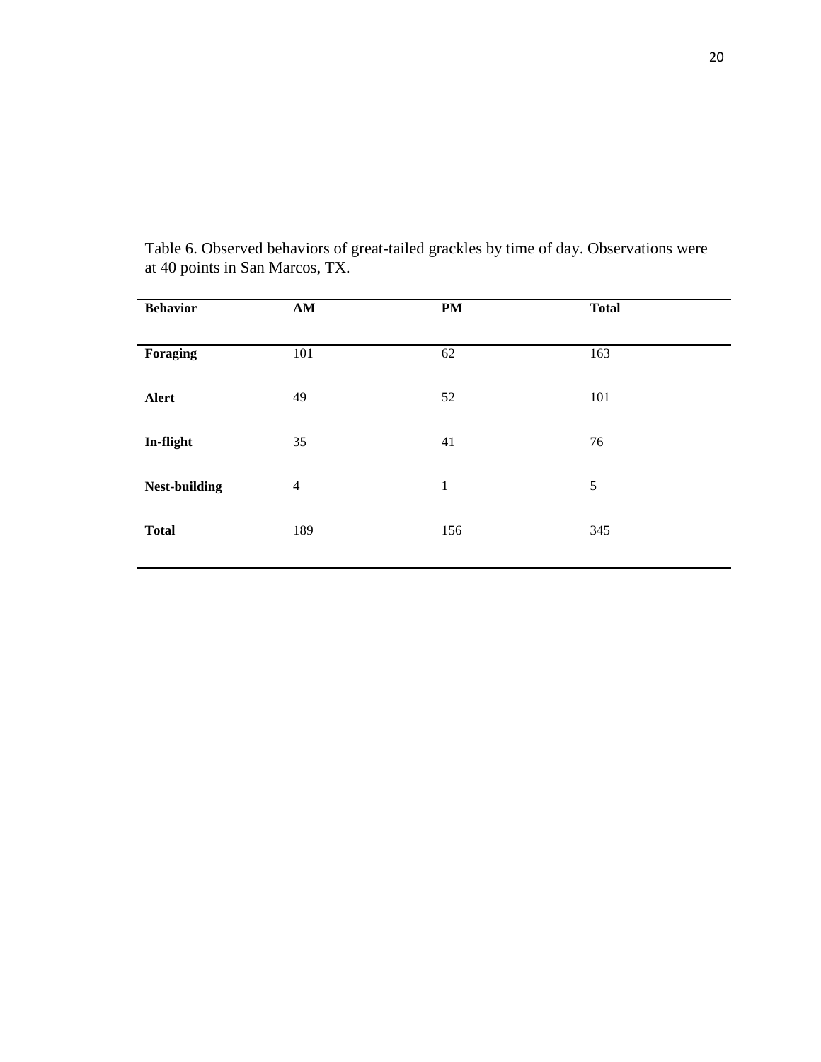Table 6. Observed behaviors of great-tailed grackles by time of day. Observations were at 40 points in San Marcos, TX.

| **Behavior** | **AM** | **PM** | **Total** |
| --- | --- | --- | --- |
| **Foraging** | 101 | 62 | 163 |
| **Alert** | 49 | 52 | 101 |
| **In-flight** | 35 | 41 | 76 |
| **Nest-building** | 4 | 1 | 5 |
| **Total** | 189 | 156 | 345 |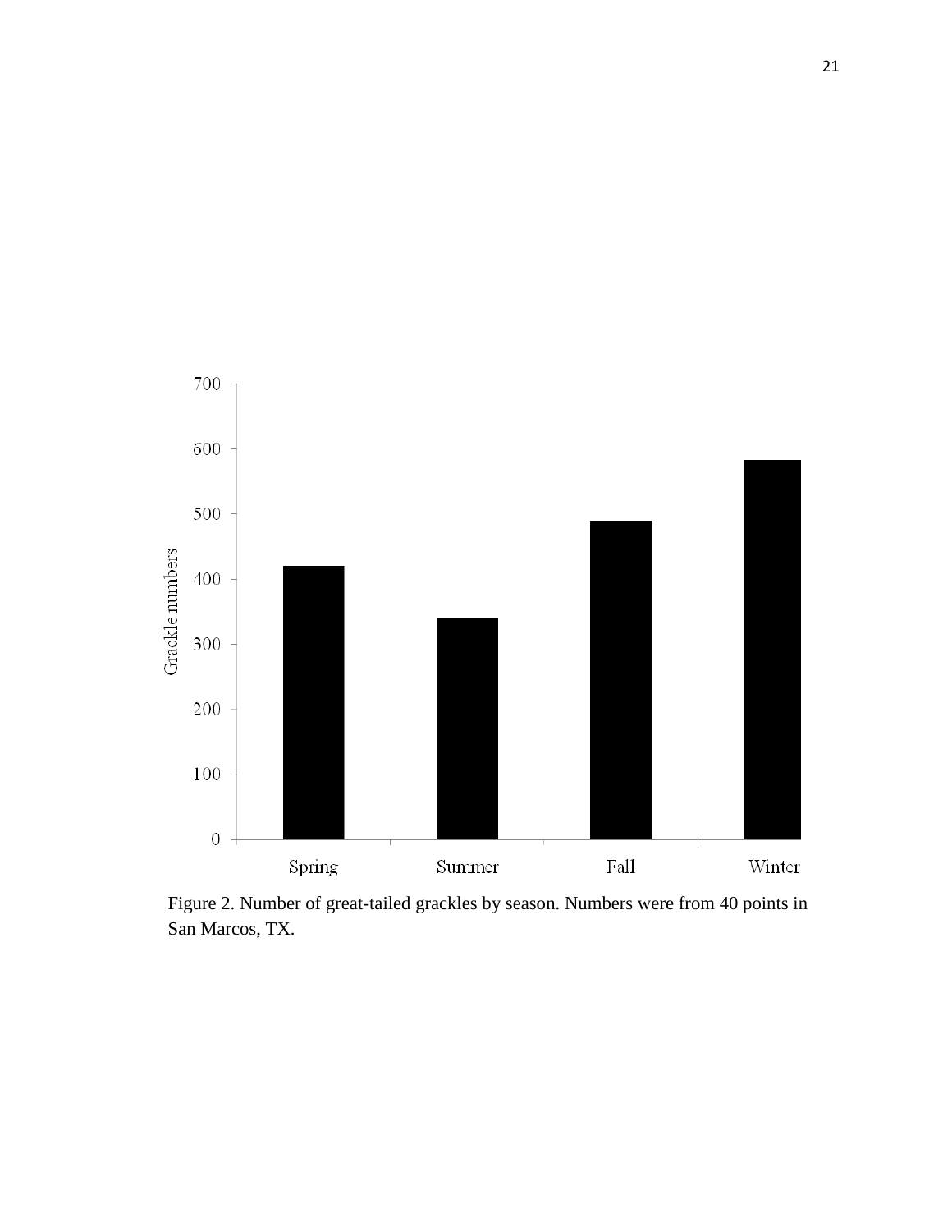Figure 2. Number of great-tailed grackles by season. Numbers were from 40 points in San Marcos, TX.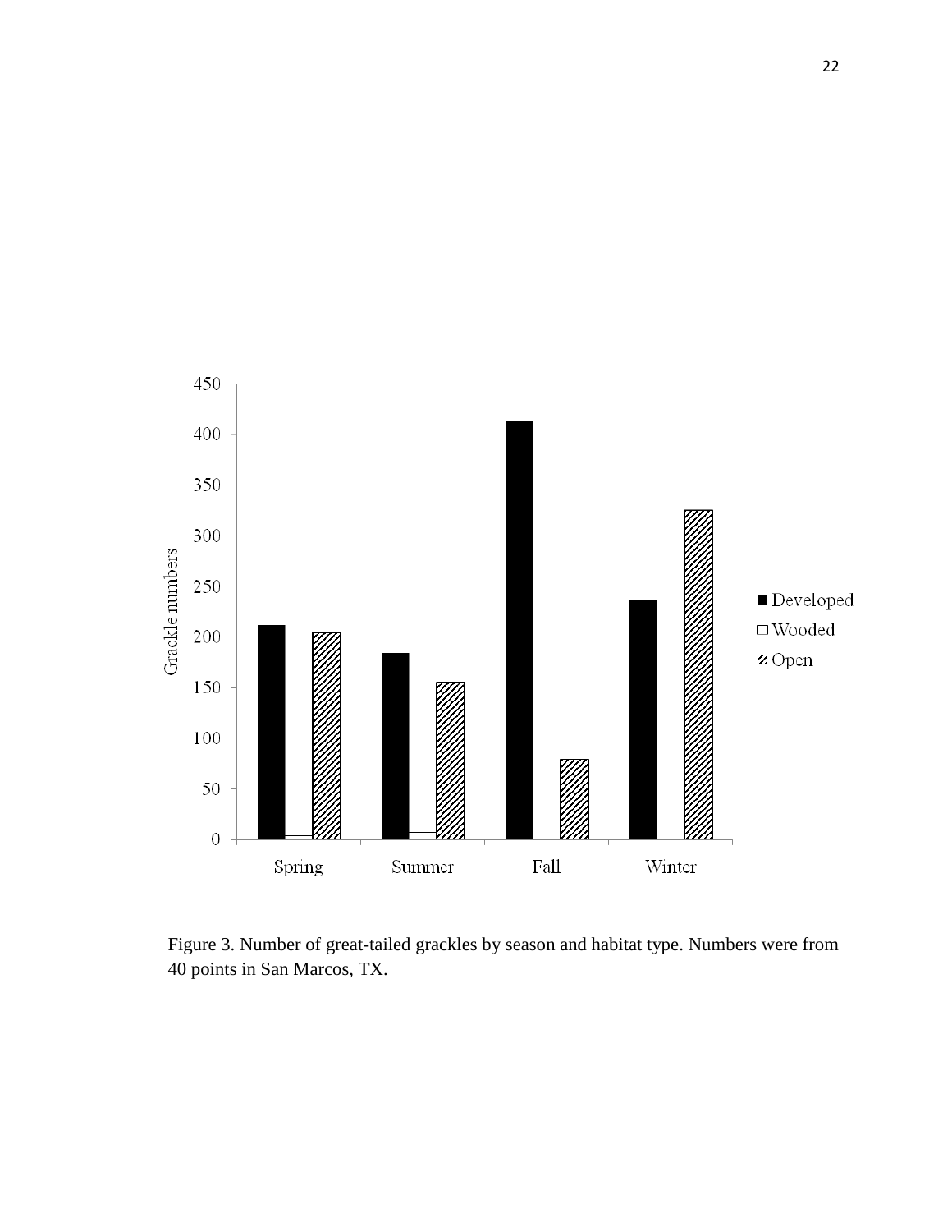Figure 3. Number of great-tailed grackles by season and habitat type. Numbers were from 40 points in San Marcos, TX.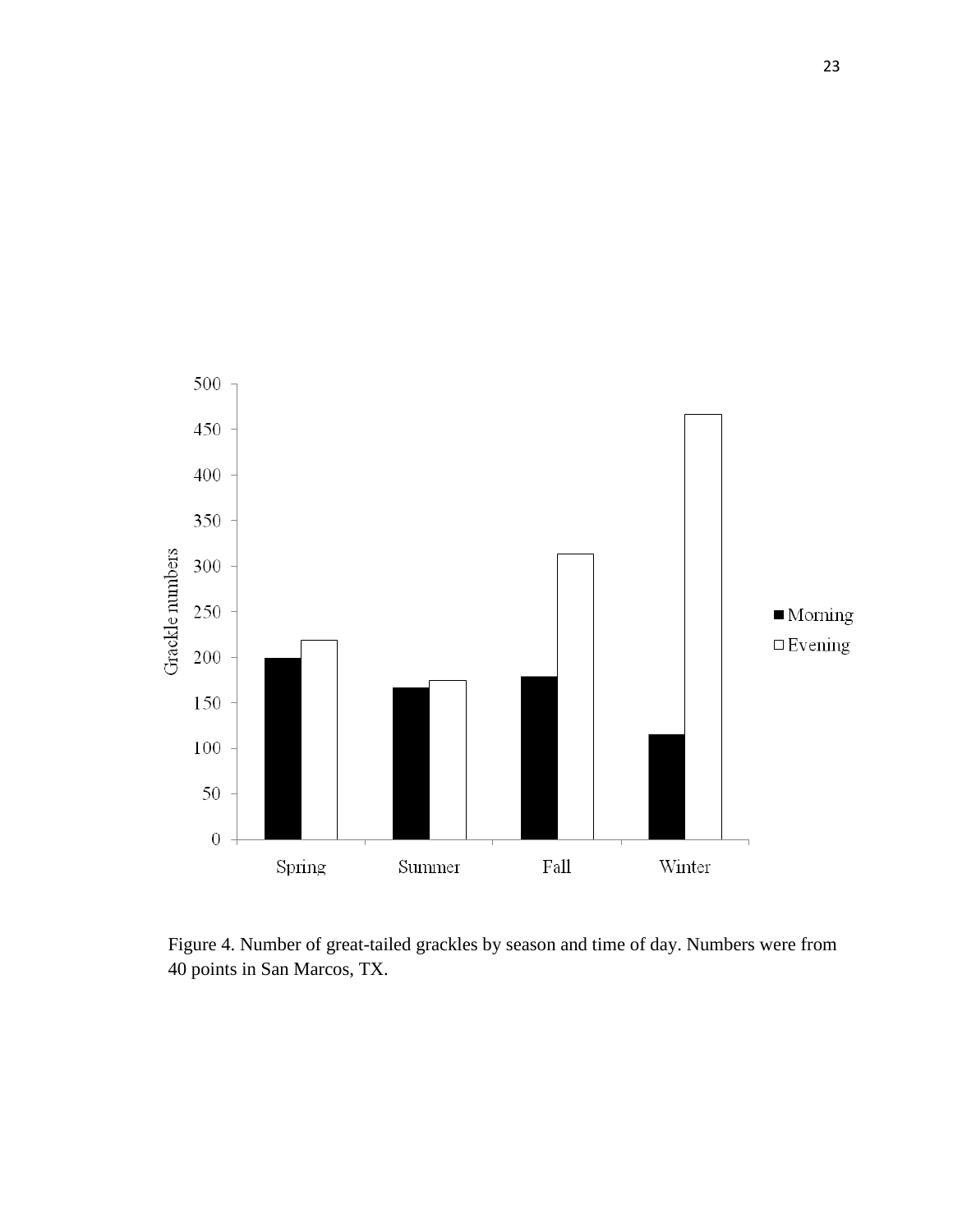Figure 4. Number of great-tailed grackles by season and time of day. Numbers were from 40 points in San Marcos, TX.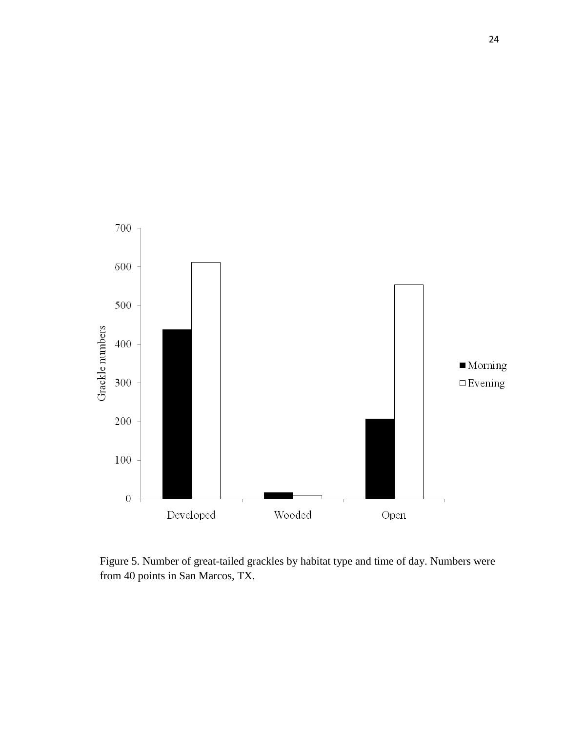Figure 5. Number of great-tailed grackles by habitat type and time of day. Numbers were from 40 points in San Marcos, TX.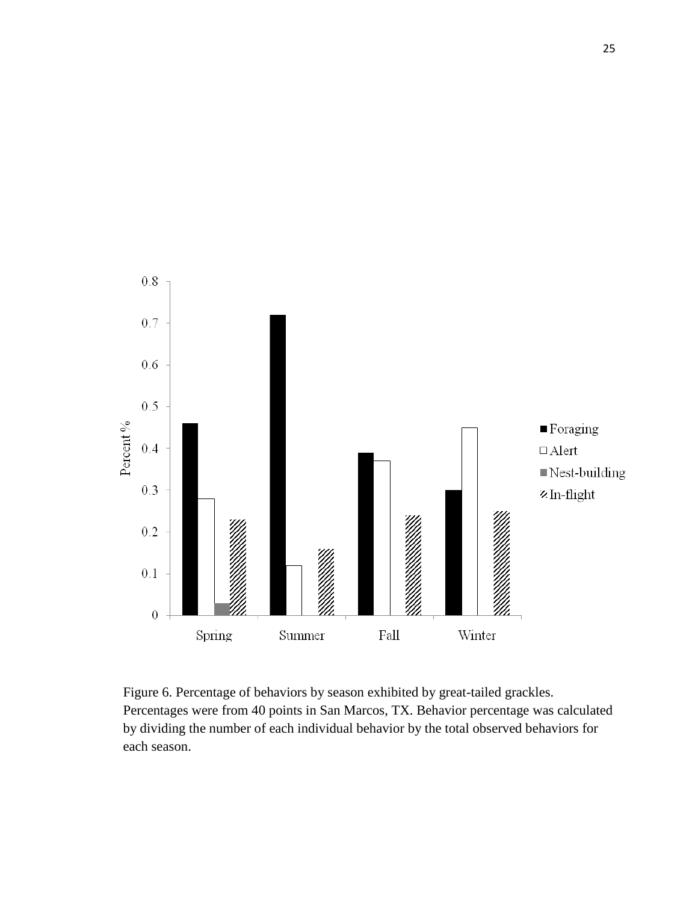Figure 6. Percentage of behaviors by season exhibited by great-tailed grackles. Percentages were from 40 points in San Marcos, TX. Behavior percentage was calculated by dividing the number of each individual behavior by the total observed behaviors for each season.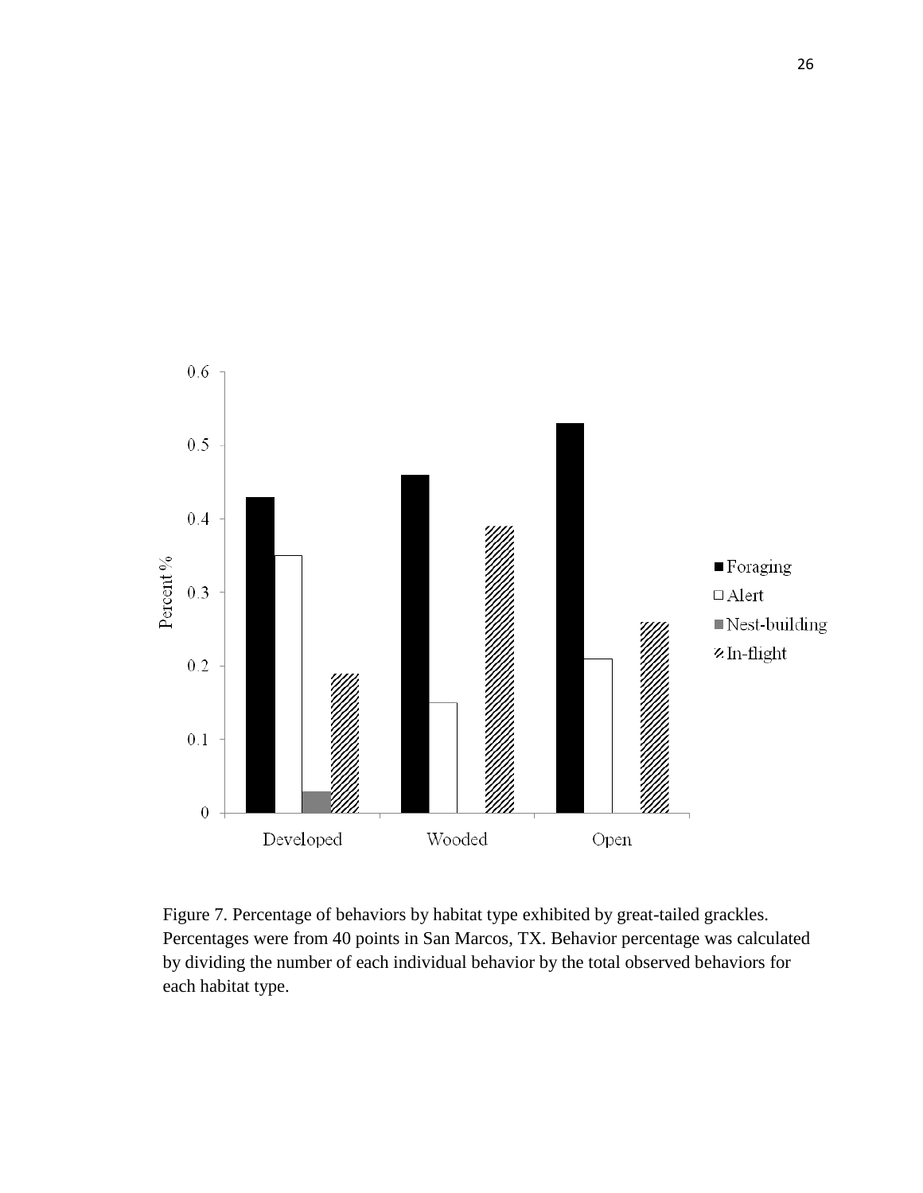Figure 7. Percentage of behaviors by habitat type exhibited by great-tailed grackles. Percentages were from 40 points in San Marcos, TX. Behavior percentage was calculated by dividing the number of each individual behavior by the total observed behaviors for each habitat type.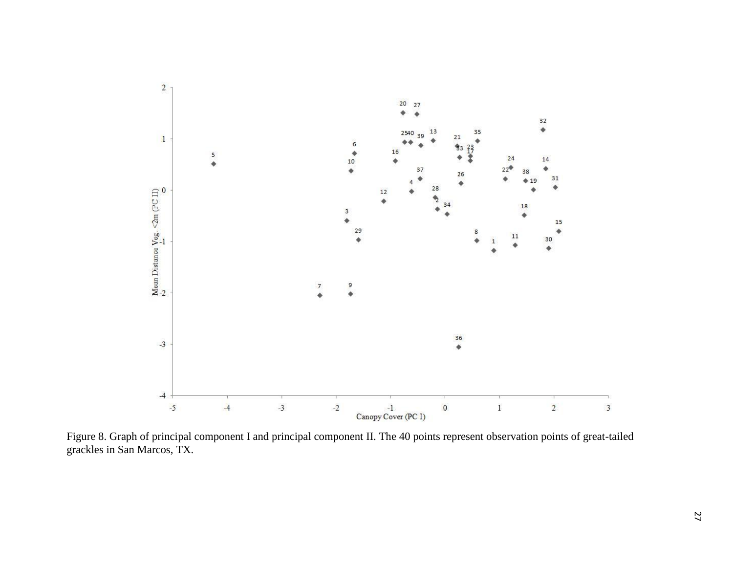Figure 8. Graph of principal component I and principal component II. The 40 points represent observation points of great-tailed grackles in San Marcos, TX.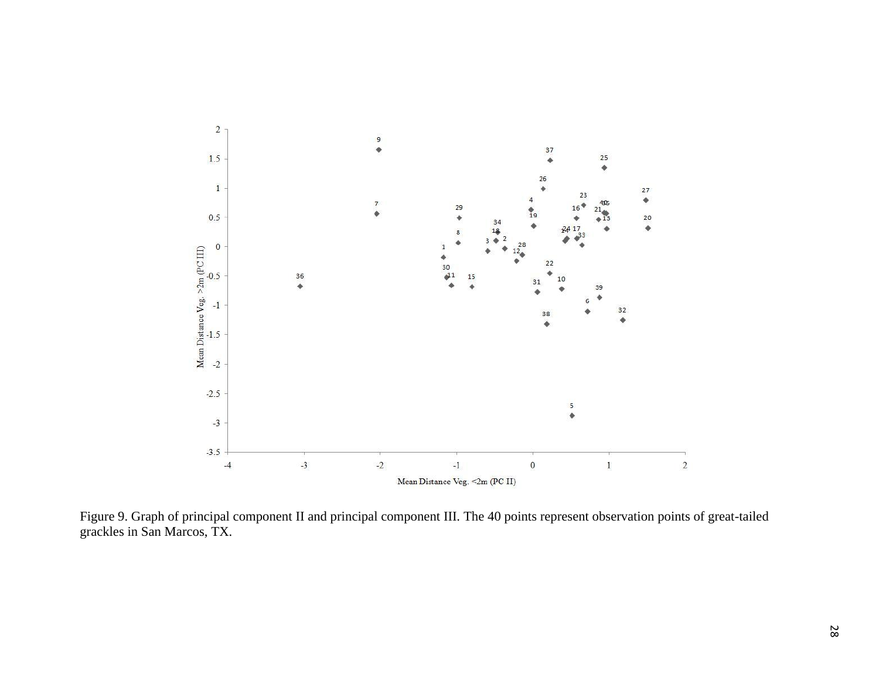Figure 9. Graph of principal component II and principal component III. The 40 points represent observation points of great-tailed grackles in San Marcos, TX.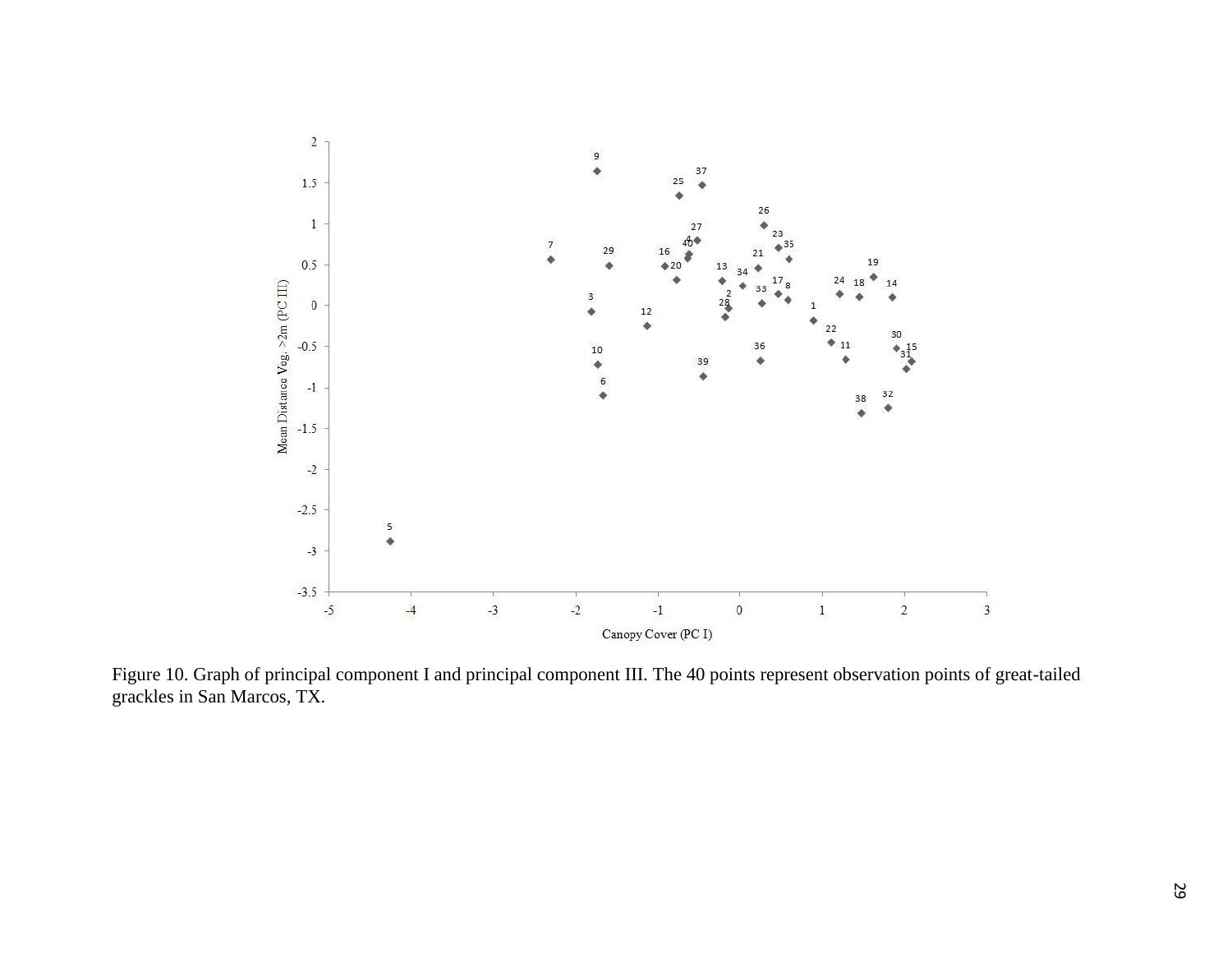Figure 10. Graph of principal component I and principal component III. The 40 points represent observation points of great-tailed grackles in San Marcos, TX.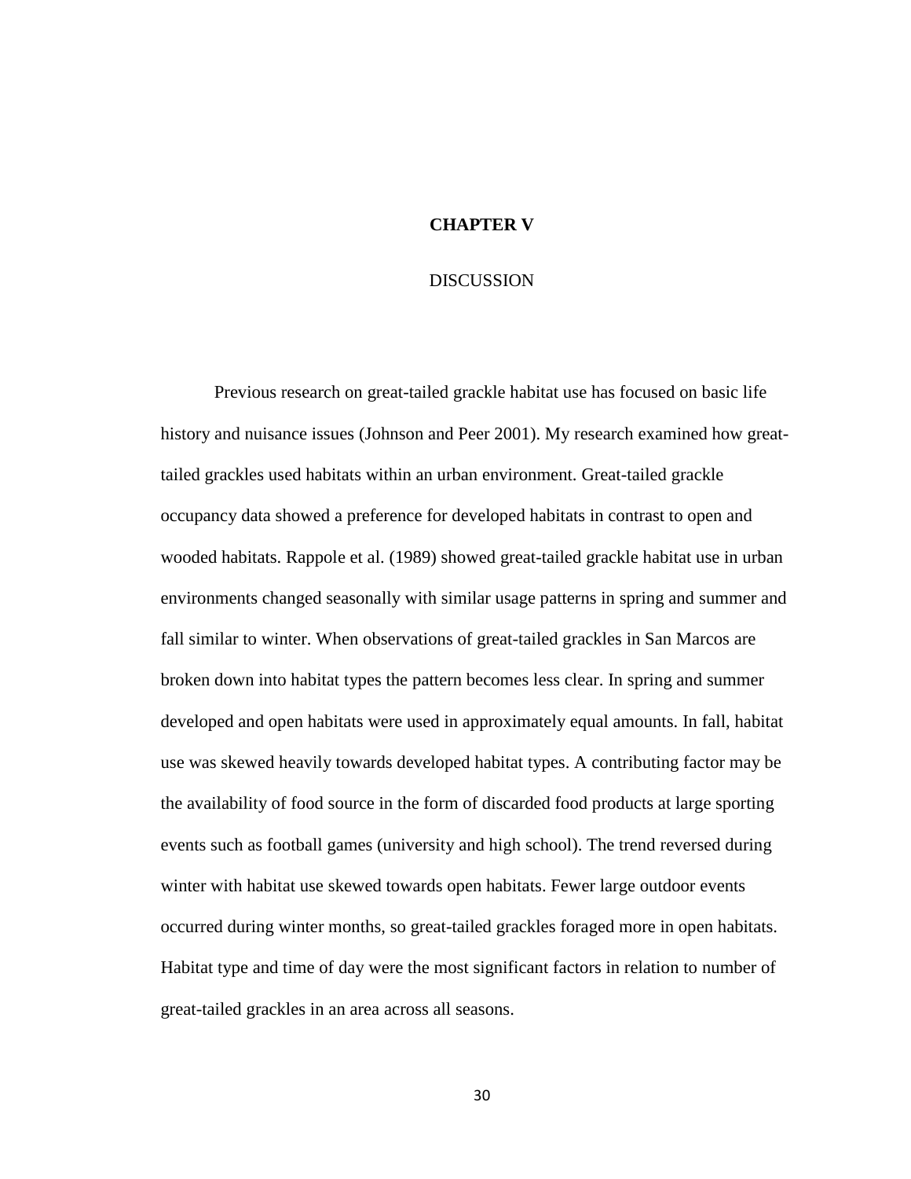# CHAPTER V

## DISCUSSION

Previous research on great-tailed grackle habitat use has focused on basic life history and nuisance issues (Johnson and Peer 2001). My research examined how great-tailed grackles used habitats within an urban environment. Great-tailed grackle occupancy data showed a preference for developed habitats in contrast to open and wooded habitats. Rappole et al. (1989) showed great-tailed grackle habitat use in urban environments changed seasonally with similar usage patterns in spring and summer and fall similar to winter. When observations of great-tailed grackles in San Marcos are broken down into habitat types the pattern becomes less clear. In spring and summer developed and open habitats were used in approximately equal amounts. In fall, habitat use was skewed heavily towards developed habitat types. A contributing factor may be the availability of food source in the form of discarded food products at large sporting events such as football games (university and high school). The trend reversed during winter with habitat use skewed towards open habitats. Fewer large outdoor events occurred during winter months, so great-tailed grackles foraged more in open habitats. Habitat type and time of day were the most significant factors in relation to number of great-tailed grackles in an area across all seasons.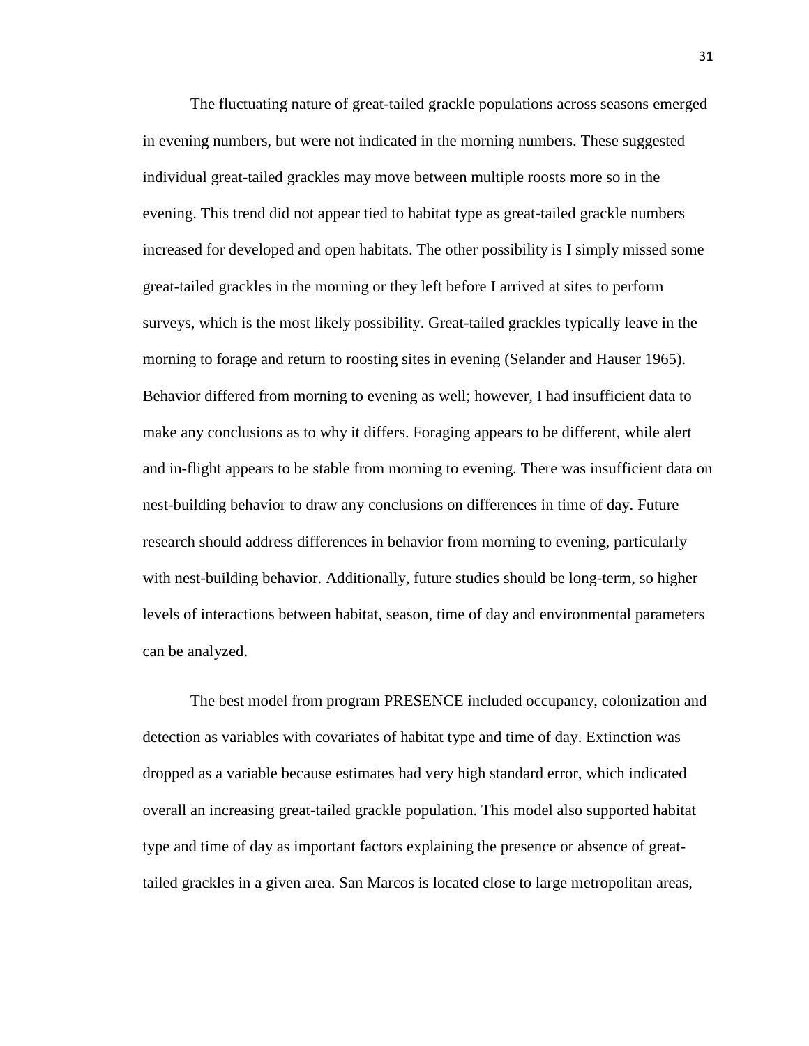The fluctuating nature of great-tailed grackle populations across seasons emerged in evening numbers, but were not indicated in the morning numbers. These suggested individual great-tailed grackles may move between multiple roosts more so in the evening. This trend did not appear tied to habitat type as great-tailed grackle numbers increased for developed and open habitats. The other possibility is I simply missed some great-tailed grackles in the morning or they left before I arrived at sites to perform surveys, which is the most likely possibility. Great-tailed grackles typically leave in the morning to forage and return to roosting sites in evening (Selander and Hauser 1965). Behavior differed from morning to evening as well; however, I had insufficient data to make any conclusions as to why it differs. Foraging appears to be different, while alert and in-flight appears to be stable from morning to evening. There was insufficient data on nest-building behavior to draw any conclusions on differences in time of day. Future research should address differences in behavior from morning to evening, particularly with nest-building behavior. Additionally, future studies should be long-term, so higher levels of interactions between habitat, season, time of day and environmental parameters can be analyzed.

The best model from program PRESENCE included occupancy, colonization and detection as variables with covariates of habitat type and time of day. Extinction was dropped as a variable because estimates had very high standard error, which indicated overall an increasing great-tailed grackle population. This model also supported habitat type and time of day as important factors explaining the presence or absence of great-tailed grackles in a given area. San Marcos is located close to large metropolitan areas,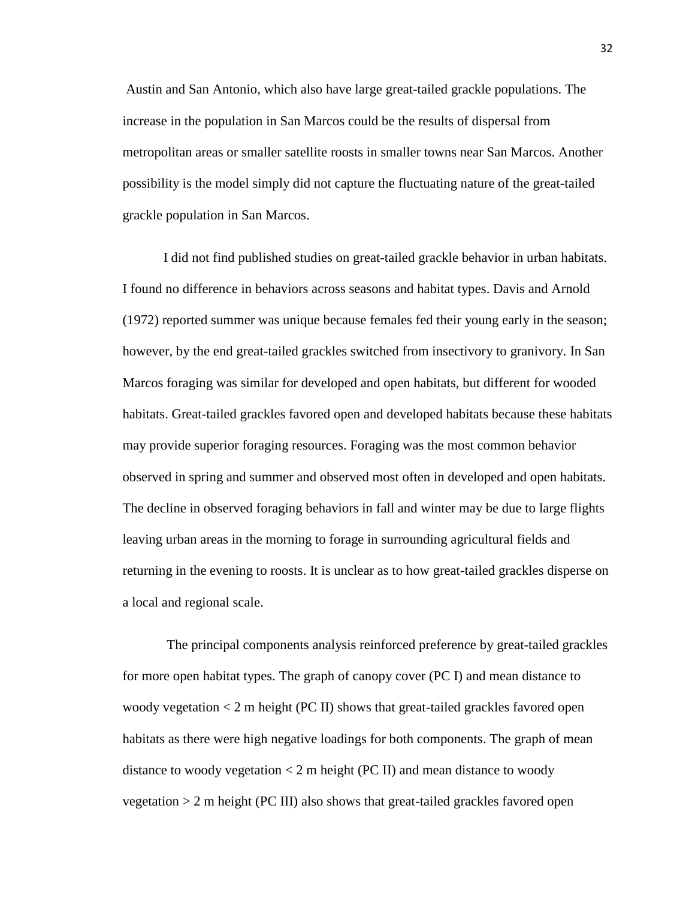Austin and San Antonio, which also have large great-tailed grackle populations. The increase in the population in San Marcos could be the results of dispersal from metropolitan areas or smaller satellite roosts in smaller towns near San Marcos. Another possibility is the model simply did not capture the fluctuating nature of the great-tailed grackle population in San Marcos.

I did not find published studies on great-tailed grackle behavior in urban habitats. I found no difference in behaviors across seasons and habitat types. Davis and Arnold (1972) reported summer was unique because females fed their young early in the season; however, by the end great-tailed grackles switched from insectivory to granivory. In San Marcos foraging was similar for developed and open habitats, but different for wooded habitats. Great-tailed grackles favored open and developed habitats because these habitats may provide superior foraging resources. Foraging was the most common behavior observed in spring and summer and observed most often in developed and open habitats. The decline in observed foraging behaviors in fall and winter may be due to large flights leaving urban areas in the morning to forage in surrounding agricultural fields and returning in the evening to roosts. It is unclear as to how great-tailed grackles disperse on a local and regional scale.

The principal components analysis reinforced preference by great-tailed grackles for more open habitat types. The graph of canopy cover (PC I) and mean distance to woody vegetation < 2 m height (PC II) shows that great-tailed grackles favored open habitats as there were high negative loadings for both components. The graph of mean distance to woody vegetation < 2 m height (PC II) and mean distance to woody vegetation > 2 m height (PC III) also shows that great-tailed grackles favored open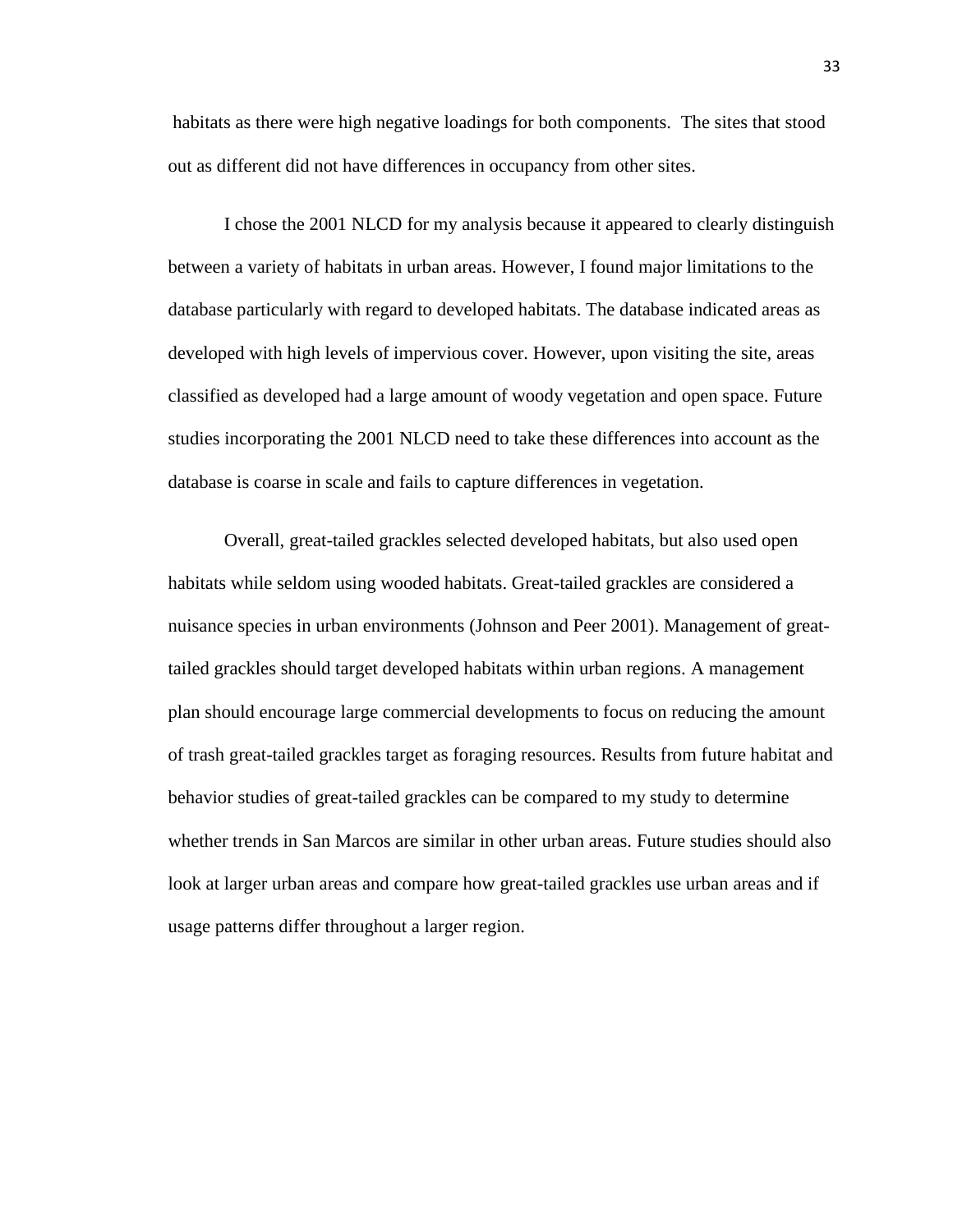habitats as there were high negative loadings for both components. The sites that stood out as different did not have differences in occupancy from other sites.

I chose the 2001 NLCD for my analysis because it appeared to clearly distinguish between a variety of habitats in urban areas. However, I found major limitations to the database particularly with regard to developed habitats. The database indicated areas as developed with high levels of impervious cover. However, upon visiting the site, areas classified as developed had a large amount of woody vegetation and open space. Future studies incorporating the 2001 NLCD need to take these differences into account as the database is coarse in scale and fails to capture differences in vegetation.

Overall, great-tailed grackles selected developed habitats, but also used open habitats while seldom using wooded habitats. Great-tailed grackles are considered a nuisance species in urban environments (Johnson and Peer 2001). Management of great-tailed grackles should target developed habitats within urban regions. A management plan should encourage large commercial developments to focus on reducing the amount of trash great-tailed grackles target as foraging resources. Results from future habitat and behavior studies of great-tailed grackles can be compared to my study to determine whether trends in San Marcos are similar in other urban areas. Future studies should also look at larger urban areas and compare how great-tailed grackles use urban areas and if usage patterns differ throughout a larger region.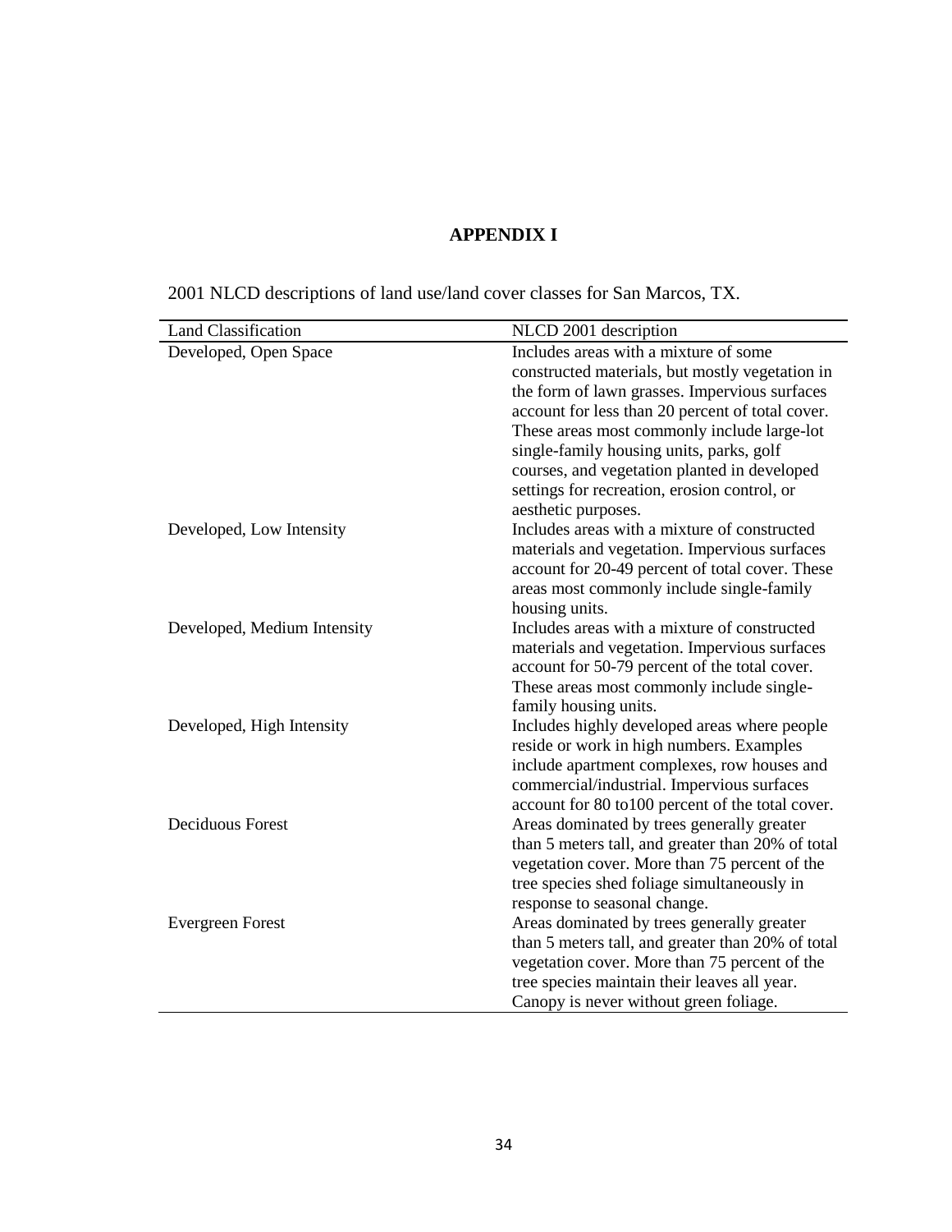# APPENDIX I

2001 NLCD descriptions of land use/land cover classes for San Marcos, TX.

| Land Classification | NLCD 2001 description |
|---|---|
| Developed, Open Space | Includes areas with a mixture of some constructed materials, but mostly vegetation in the form of lawn grasses. Impervious surfaces account for less than 20 percent of total cover. These areas most commonly include large-lot single-family housing units, parks, golf courses, and vegetation planted in developed settings for recreation, erosion control, or aesthetic purposes. |
| Developed, Low Intensity | Includes areas with a mixture of constructed materials and vegetation. Impervious surfaces account for 20-49 percent of total cover. These areas most commonly include single-family housing units. |
| Developed, Medium Intensity | Includes areas with a mixture of constructed materials and vegetation. Impervious surfaces account for 50-79 percent of the total cover. These areas most commonly include single-family housing units. |
| Developed, High Intensity | Includes highly developed areas where people reside or work in high numbers. Examples include apartment complexes, row houses and commercial/industrial. Impervious surfaces account for 80 to100 percent of the total cover. |
| Deciduous Forest | Areas dominated by trees generally greater than 5 meters tall, and greater than 20% of total vegetation cover. More than 75 percent of the tree species shed foliage simultaneously in response to seasonal change. |
| Evergreen Forest | Areas dominated by trees generally greater than 5 meters tall, and greater than 20% of total vegetation cover. More than 75 percent of the tree species maintain their leaves all year. Canopy is never without green foliage. |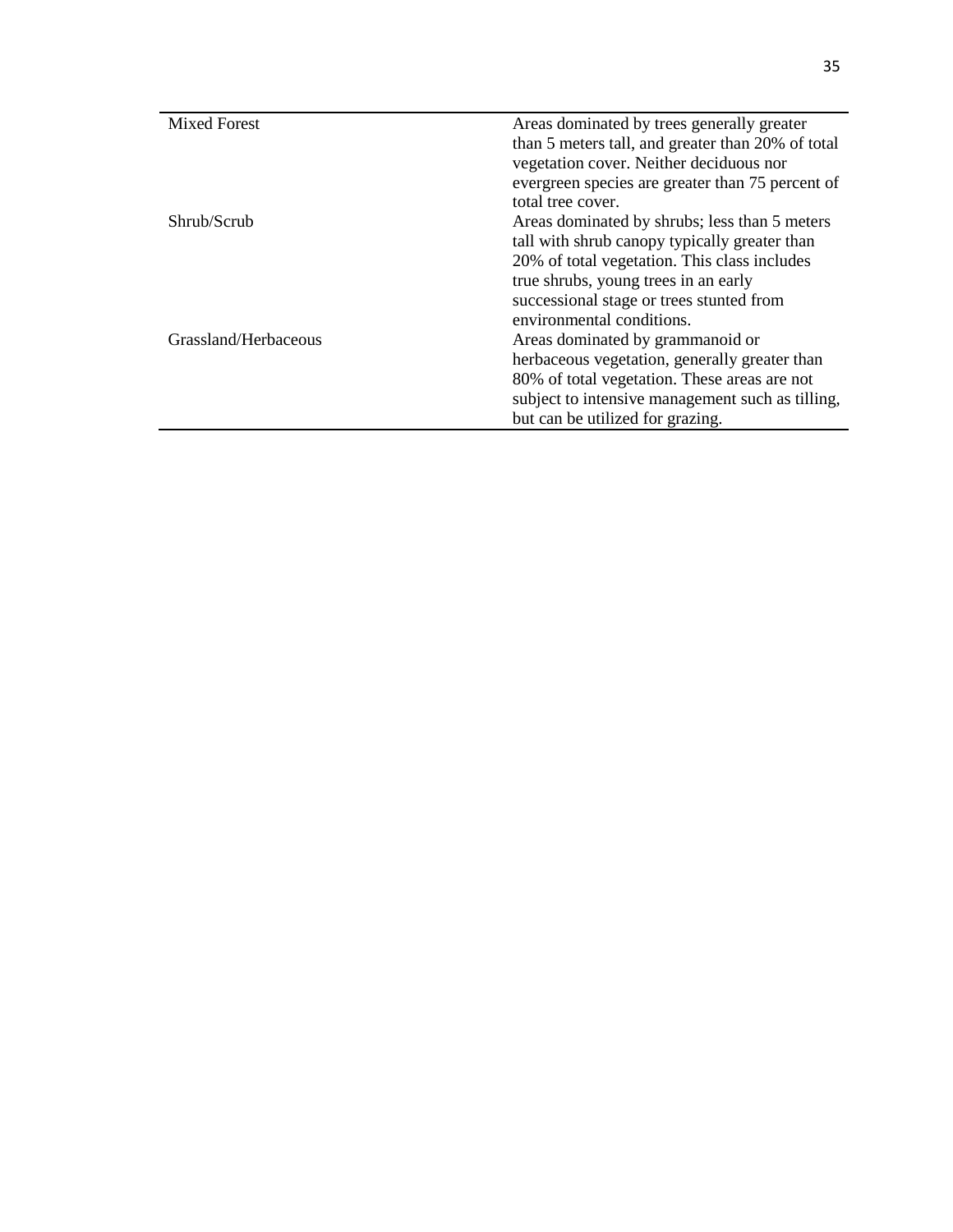| | |
|---|---|
| Mixed Forest | Areas dominated by trees generally greater than 5 meters tall, and greater than 20% of total vegetation cover. Neither deciduous nor evergreen species are greater than 75 percent of total tree cover. |
| Shrub/Scrub | Areas dominated by shrubs; less than 5 meters tall with shrub canopy typically greater than 20% of total vegetation. This class includes true shrubs, young trees in an early successional stage or trees stunted from environmental conditions. |
| Grassland/Herbaceous | Areas dominated by grammanoid or herbaceous vegetation, generally greater than 80% of total vegetation. These areas are not subject to intensive management such as tilling, but can be utilized for grazing. |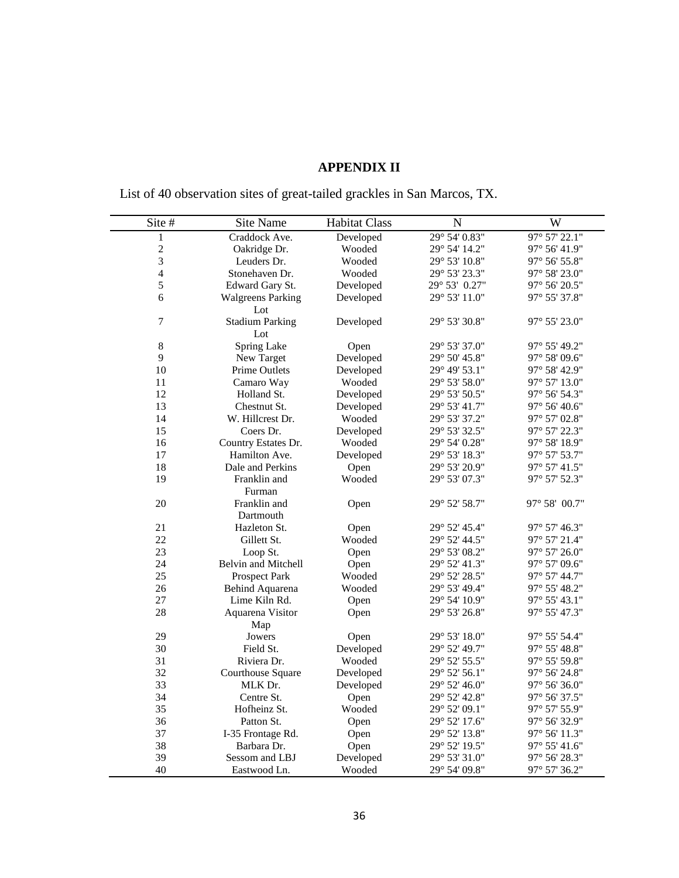## APPENDIX II

List of 40 observation sites of great-tailed grackles in San Marcos, TX.

| Site # | Site Name | Habitat Class | N | W |
|---|---|---|---|---|
| 1 | Craddock Ave. | Developed | 29° 54' 0.83" | 97° 57' 22.1" |
| 2 | Oakridge Dr. | Wooded | 29° 54' 14.2" | 97° 56' 41.9" |
| 3 | Leuders Dr. | Wooded | 29° 53' 10.8" | 97° 56' 55.8" |
| 4 | Stonehaven Dr. | Wooded | 29° 53' 23.3" | 97° 58' 23.0" |
| 5 | Edward Gary St. | Developed | 29° 53' 0.27" | 97° 56' 20.5" |
| 6 | Walgreens Parking Lot | Developed | 29° 53' 11.0" | 97° 55' 37.8" |
| 7 | Stadium Parking Lot | Developed | 29° 53' 30.8" | 97° 55' 23.0" |
| 8 | Spring Lake | Open | 29° 53' 37.0" | 97° 55' 49.2" |
| 9 | New Target | Developed | 29° 50' 45.8" | 97° 58' 09.6" |
| 10 | Prime Outlets | Developed | 29° 49' 53.1" | 97° 58' 42.9" |
| 11 | Camaro Way | Wooded | 29° 53' 58.0" | 97° 57' 13.0" |
| 12 | Holland St. | Developed | 29° 53' 50.5" | 97° 56' 54.3" |
| 13 | Chestnut St. | Developed | 29° 53' 41.7" | 97° 56' 40.6" |
| 14 | W. Hillcrest Dr. | Wooded | 29° 53' 37.2" | 97° 57' 02.8" |
| 15 | Coers Dr. | Developed | 29° 53' 32.5" | 97° 57' 22.3" |
| 16 | Country Estates Dr. | Wooded | 29° 54' 0.28" | 97° 58' 18.9" |
| 17 | Hamilton Ave. | Developed | 29° 53' 18.3" | 97° 57' 53.7" |
| 18 | Dale and Perkins | Open | 29° 53' 20.9" | 97° 57' 41.5" |
| 19 | Franklin and Furman | Wooded | 29° 53' 07.3" | 97° 57' 52.3" |
| 20 | Franklin and Dartmouth | Open | 29° 52' 58.7" | 97° 58' 00.7" |
| 21 | Hazleton St. | Open | 29° 52' 45.4" | 97° 57' 46.3" |
| 22 | Gillett St. | Wooded | 29° 52' 44.5" | 97° 57' 21.4" |
| 23 | Loop St. | Open | 29° 53' 08.2" | 97° 57' 26.0" |
| 24 | Belvin and Mitchell | Open | 29° 52' 41.3" | 97° 57' 09.6" |
| 25 | Prospect Park | Wooded | 29° 52' 28.5" | 97° 57' 44.7" |
| 26 | Behind Aquarena | Wooded | 29° 53' 49.4" | 97° 55' 48.2" |
| 27 | Lime Kiln Rd. | Open | 29° 54' 10.9" | 97° 55' 43.1" |
| 28 | Aquarena Visitor Map | Open | 29° 53' 26.8" | 97° 55' 47.3" |
| 29 | Jowers | Open | 29° 53' 18.0" | 97° 55' 54.4" |
| 30 | Field St. | Developed | 29° 52' 49.7" | 97° 55' 48.8" |
| 31 | Riviera Dr. | Wooded | 29° 52' 55.5" | 97° 55' 59.8" |
| 32 | Courthouse Square | Developed | 29° 52' 56.1" | 97° 56' 24.8" |
| 33 | MLK Dr. | Developed | 29° 52' 46.0" | 97° 56' 36.0" |
| 34 | Centre St. | Open | 29° 52' 42.8" | 97° 56' 37.5" |
| 35 | Hofheinz St. | Wooded | 29° 52' 09.1" | 97° 57' 55.9" |
| 36 | Patton St. | Open | 29° 52' 17.6" | 97° 56' 32.9" |
| 37 | I-35 Frontage Rd. | Open | 29° 52' 13.8" | 97° 56' 11.3" |
| 38 | Barbara Dr. | Open | 29° 52' 19.5" | 97° 55' 41.6" |
| 39 | Sessom and LBJ | Developed | 29° 53' 31.0" | 97° 56' 28.3" |
| 40 | Eastwood Ln. | Wooded | 29° 54' 09.8" | 97° 57' 36.2" |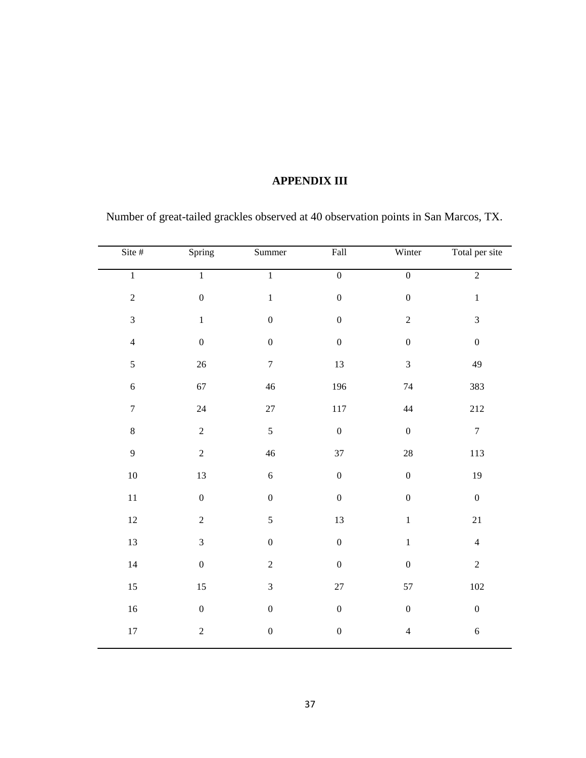# APPENDIX III

Number of great-tailed grackles observed at 40 observation points in San Marcos, TX.

| Site # | Spring | Summer | Fall | Winter | Total per site |
|---|---|---|---|---|---|
| 1 | 1 | 1 | 0 | 0 | 2 |
| 2 | 0 | 1 | 0 | 0 | 1 |
| 3 | 1 | 0 | 0 | 2 | 3 |
| 4 | 0 | 0 | 0 | 0 | 0 |
| 5 | 26 | 7 | 13 | 3 | 49 |
| 6 | 67 | 46 | 196 | 74 | 383 |
| 7 | 24 | 27 | 117 | 44 | 212 |
| 8 | 2 | 5 | 0 | 0 | 7 |
| 9 | 2 | 46 | 37 | 28 | 113 |
| 10 | 13 | 6 | 0 | 0 | 19 |
| 11 | 0 | 0 | 0 | 0 | 0 |
| 12 | 2 | 5 | 13 | 1 | 21 |
| 13 | 3 | 0 | 0 | 1 | 4 |
| 14 | 0 | 2 | 0 | 0 | 2 |
| 15 | 15 | 3 | 27 | 57 | 102 |
| 16 | 0 | 0 | 0 | 0 | 0 |
| 17 | 2 | 0 | 0 | 4 | 6 |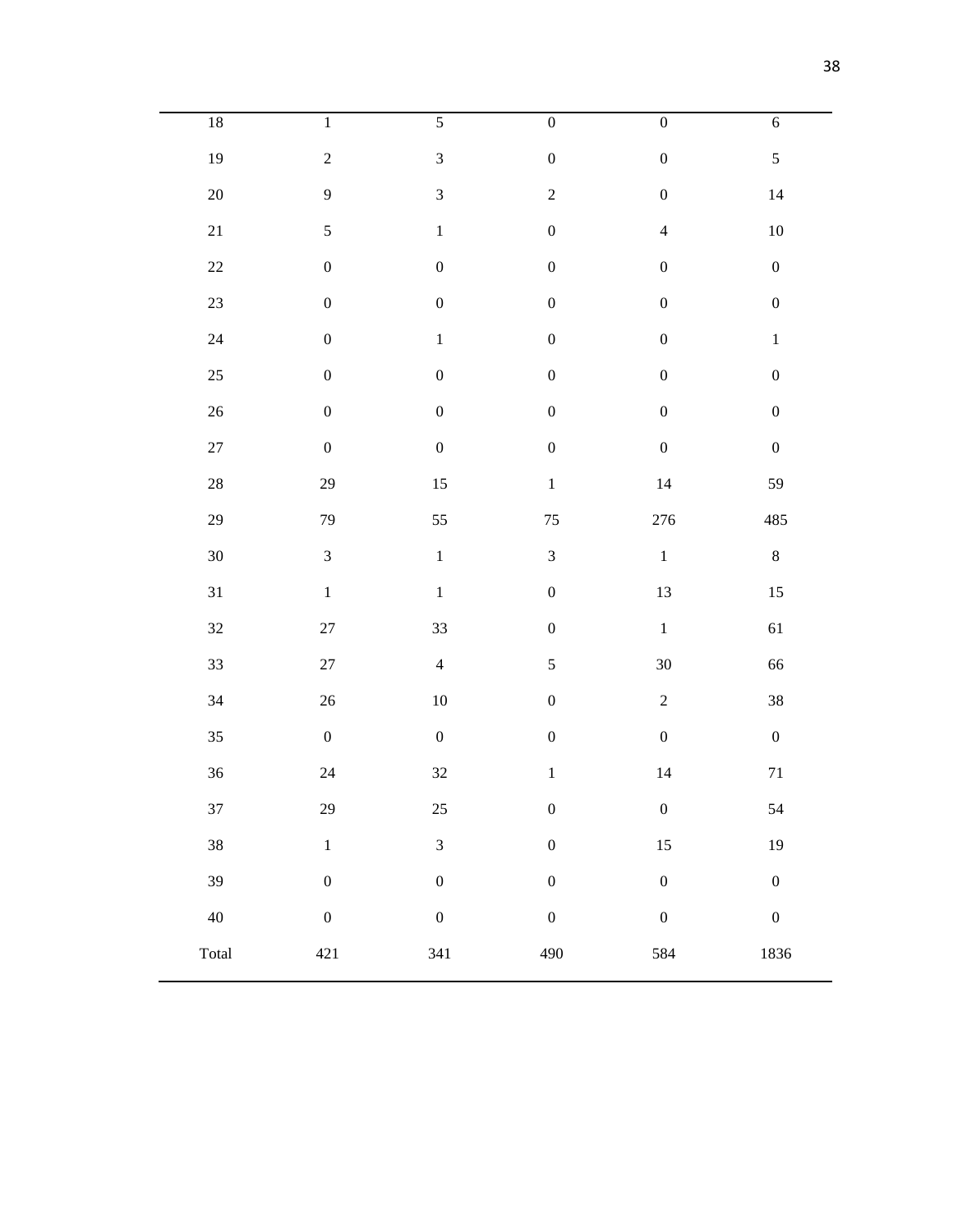| | | | | | |
|---|---|---|---|---|---|
| 18 | 1 | 5 | 0 | 0 | 6 |
| 19 | 2 | 3 | 0 | 0 | 5 |
| 20 | 9 | 3 | 2 | 0 | 14 |
| 21 | 5 | 1 | 0 | 4 | 10 |
| 22 | 0 | 0 | 0 | 0 | 0 |
| 23 | 0 | 0 | 0 | 0 | 0 |
| 24 | 0 | 1 | 0 | 0 | 1 |
| 25 | 0 | 0 | 0 | 0 | 0 |
| 26 | 0 | 0 | 0 | 0 | 0 |
| 27 | 0 | 0 | 0 | 0 | 0 |
| 28 | 29 | 15 | 1 | 14 | 59 |
| 29 | 79 | 55 | 75 | 276 | 485 |
| 30 | 3 | 1 | 3 | 1 | 8 |
| 31 | 1 | 1 | 0 | 13 | 15 |
| 32 | 27 | 33 | 0 | 1 | 61 |
| 33 | 27 | 4 | 5 | 30 | 66 |
| 34 | 26 | 10 | 0 | 2 | 38 |
| 35 | 0 | 0 | 0 | 0 | 0 |
| 36 | 24 | 32 | 1 | 14 | 71 |
| 37 | 29 | 25 | 0 | 0 | 54 |
| 38 | 1 | 3 | 0 | 15 | 19 |
| 39 | 0 | 0 | 0 | 0 | 0 |
| 40 | 0 | 0 | 0 | 0 | 0 |
| Total | 421 | 341 | 490 | 584 | 1836 |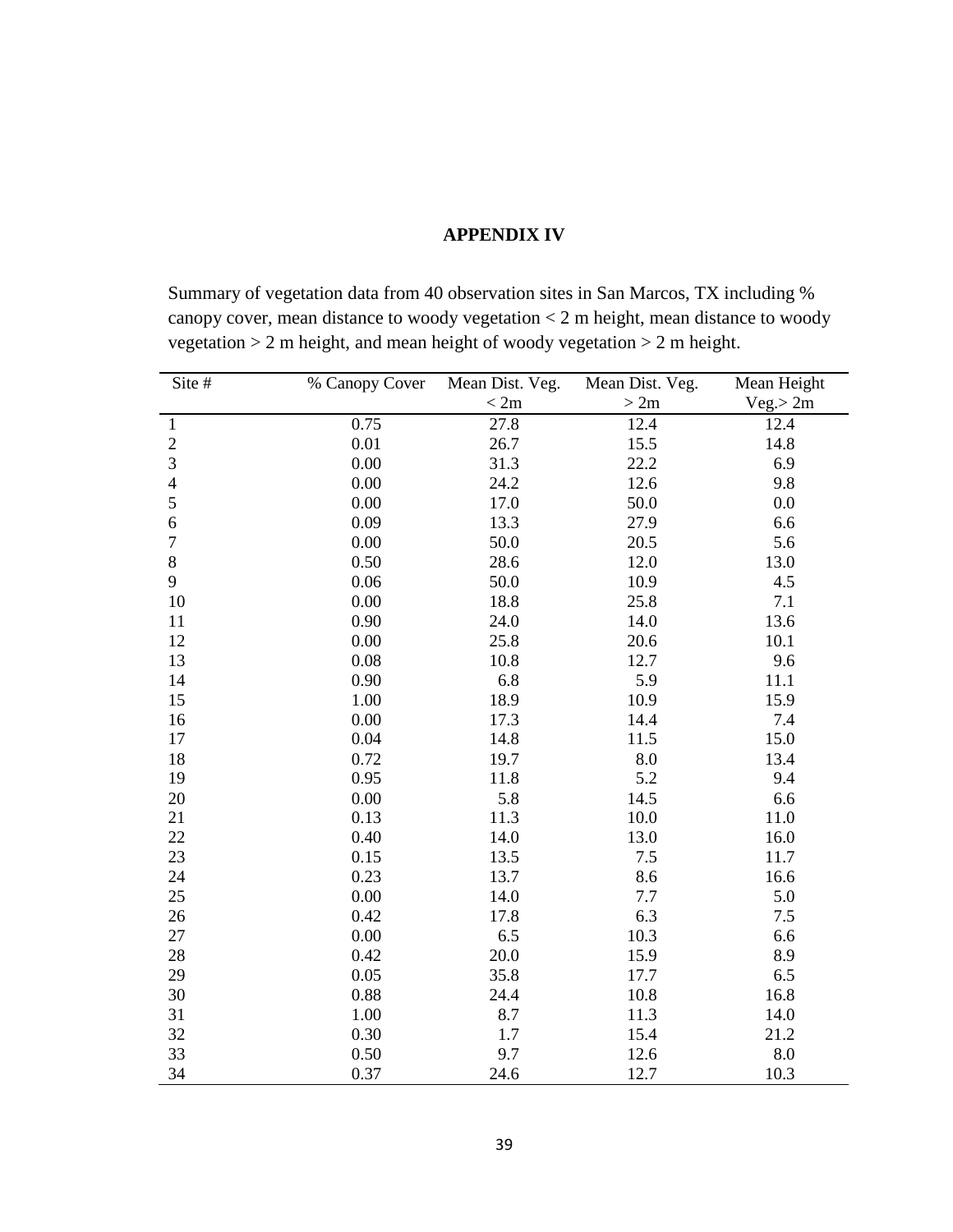# APPENDIX IV

Summary of vegetation data from 40 observation sites in San Marcos, TX including % canopy cover, mean distance to woody vegetation < 2 m height, mean distance to woody vegetation > 2 m height, and mean height of woody vegetation > 2 m height.

| Site # | % Canopy Cover | Mean Dist. Veg. < 2m | Mean Dist. Veg. > 2m | Mean Height Veg.> 2m |
|---|---|---|---|---|
| 1 | 0.75 | 27.8 | 12.4 | 12.4 |
| 2 | 0.01 | 26.7 | 15.5 | 14.8 |
| 3 | 0.00 | 31.3 | 22.2 | 6.9 |
| 4 | 0.00 | 24.2 | 12.6 | 9.8 |
| 5 | 0.00 | 17.0 | 50.0 | 0.0 |
| 6 | 0.09 | 13.3 | 27.9 | 6.6 |
| 7 | 0.00 | 50.0 | 20.5 | 5.6 |
| 8 | 0.50 | 28.6 | 12.0 | 13.0 |
| 9 | 0.06 | 50.0 | 10.9 | 4.5 |
| 10 | 0.00 | 18.8 | 25.8 | 7.1 |
| 11 | 0.90 | 24.0 | 14.0 | 13.6 |
| 12 | 0.00 | 25.8 | 20.6 | 10.1 |
| 13 | 0.08 | 10.8 | 12.7 | 9.6 |
| 14 | 0.90 | 6.8 | 5.9 | 11.1 |
| 15 | 1.00 | 18.9 | 10.9 | 15.9 |
| 16 | 0.00 | 17.3 | 14.4 | 7.4 |
| 17 | 0.04 | 14.8 | 11.5 | 15.0 |
| 18 | 0.72 | 19.7 | 8.0 | 13.4 |
| 19 | 0.95 | 11.8 | 5.2 | 9.4 |
| 20 | 0.00 | 5.8 | 14.5 | 6.6 |
| 21 | 0.13 | 11.3 | 10.0 | 11.0 |
| 22 | 0.40 | 14.0 | 13.0 | 16.0 |
| 23 | 0.15 | 13.5 | 7.5 | 11.7 |
| 24 | 0.23 | 13.7 | 8.6 | 16.6 |
| 25 | 0.00 | 14.0 | 7.7 | 5.0 |
| 26 | 0.42 | 17.8 | 6.3 | 7.5 |
| 27 | 0.00 | 6.5 | 10.3 | 6.6 |
| 28 | 0.42 | 20.0 | 15.9 | 8.9 |
| 29 | 0.05 | 35.8 | 17.7 | 6.5 |
| 30 | 0.88 | 24.4 | 10.8 | 16.8 |
| 31 | 1.00 | 8.7 | 11.3 | 14.0 |
| 32 | 0.30 | 1.7 | 15.4 | 21.2 |
| 33 | 0.50 | 9.7 | 12.6 | 8.0 |
| 34 | 0.37 | 24.6 | 12.7 | 10.3 |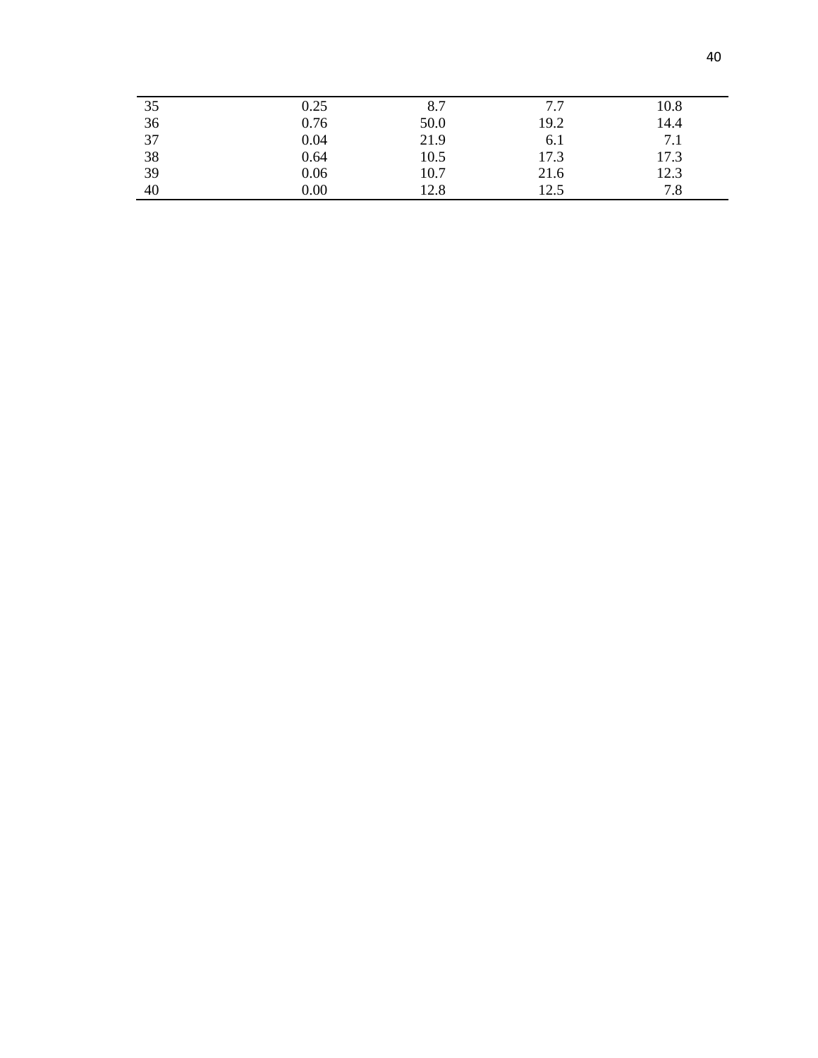| | | | | |
|---|---|---|---|---|
| 35 | 0.25 | 8.7 | 7.7 | 10.8 |
| 36 | 0.76 | 50.0 | 19.2 | 14.4 |
| 37 | 0.04 | 21.9 | 6.1 | 7.1 |
| 38 | 0.64 | 10.5 | 17.3 | 17.3 |
| 39 | 0.06 | 10.7 | 21.6 | 12.3 |
| 40 | 0.00 | 12.8 | 12.5 | 7.8 |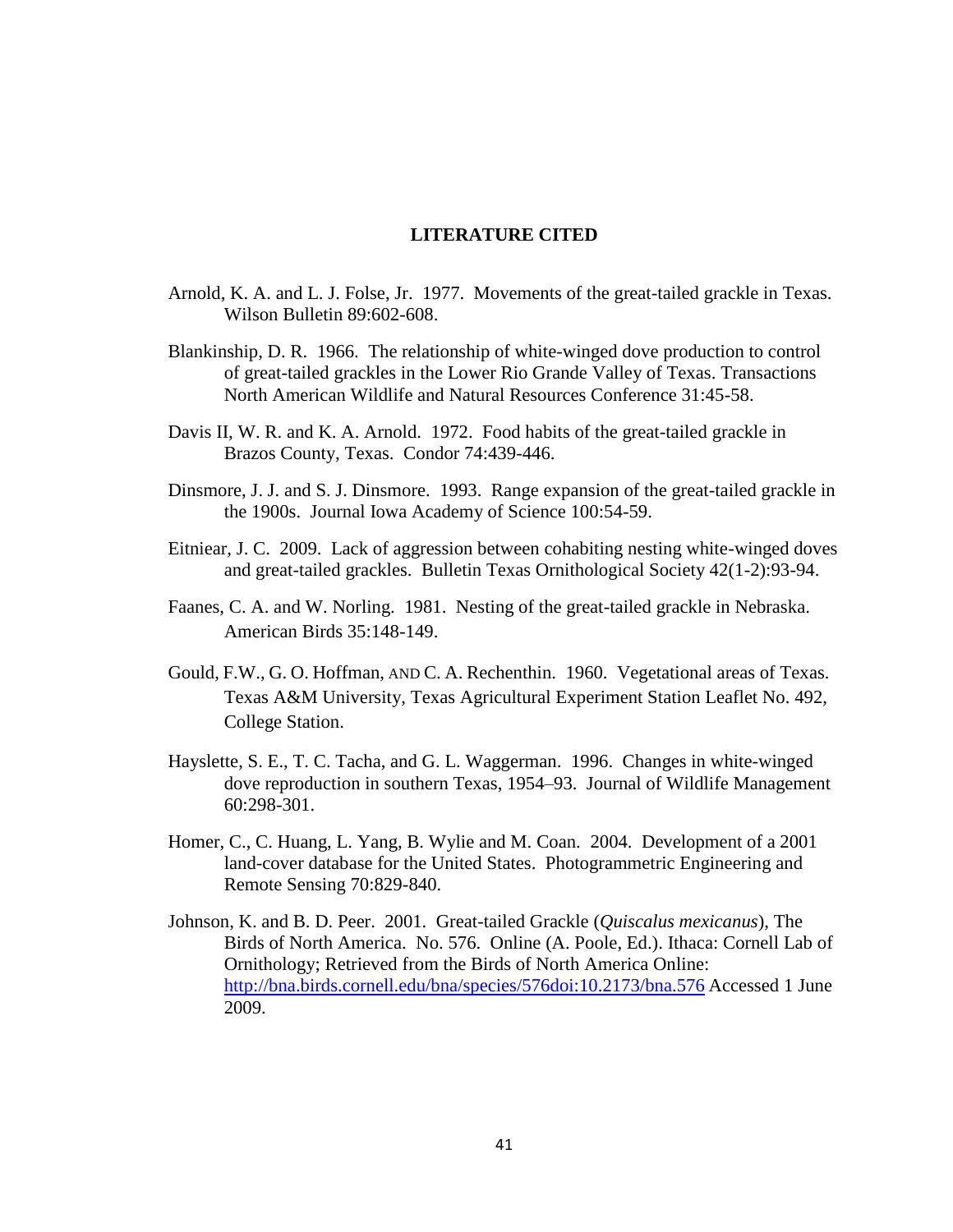## LITERATURE CITED

Arnold, K. A. and L. J. Folse, Jr. 1977. Movements of the great-tailed grackle in Texas. Wilson Bulletin 89:602-608.

Blankinship, D. R. 1966. The relationship of white-winged dove production to control of great-tailed grackles in the Lower Rio Grande Valley of Texas. Transactions North American Wildlife and Natural Resources Conference 31:45-58.

Davis II, W. R. and K. A. Arnold. 1972. Food habits of the great-tailed grackle in Brazos County, Texas. Condor 74:439-446.

Dinsmore, J. J. and S. J. Dinsmore. 1993. Range expansion of the great-tailed grackle in the 1900s. Journal Iowa Academy of Science 100:54-59.

Eitniear, J. C. 2009. Lack of aggression between cohabiting nesting white-winged doves and great-tailed grackles. Bulletin Texas Ornithological Society 42(1-2):93-94.

Faanes, C. A. and W. Norling. 1981. Nesting of the great-tailed grackle in Nebraska. American Birds 35:148-149.

Gould, F.W., G. O. Hoffman, AND C. A. Rechenthin. 1960. Vegetational areas of Texas. Texas A&M University, Texas Agricultural Experiment Station Leaflet No. 492, College Station.

Hayslette, S. E., T. C. Tacha, and G. L. Waggerman. 1996. Changes in white-winged dove reproduction in southern Texas, 1954–93. Journal of Wildlife Management 60:298-301.

Homer, C., C. Huang, L. Yang, B. Wylie and M. Coan. 2004. Development of a 2001 land-cover database for the United States. Photogrammetric Engineering and Remote Sensing 70:829-840.

Johnson, K. and B. D. Peer. 2001. Great-tailed Grackle (*Quiscalus mexicanus*), The Birds of North America. No. 576. Online (A. Poole, Ed.). Ithaca: Cornell Lab of Ornithology; Retrieved from the Birds of North America Online: http://bna.birds.cornell.edu/bna/species/576doi:10.2173/bna.576 Accessed 1 June 2009.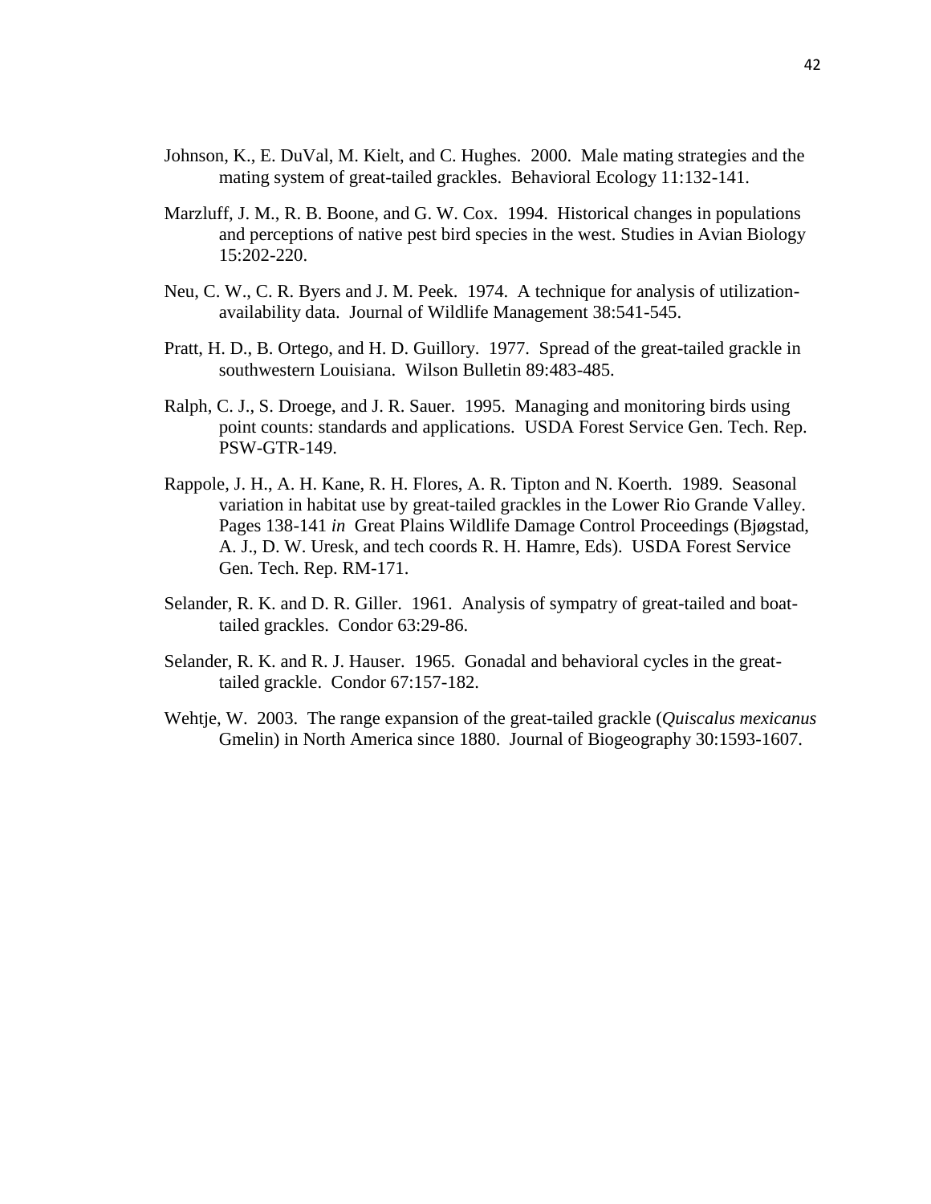Johnson, K., E. DuVal, M. Kielt, and C. Hughes. 2000. Male mating strategies and the mating system of great-tailed grackles. Behavioral Ecology 11:132-141.

Marzluff, J. M., R. B. Boone, and G. W. Cox. 1994. Historical changes in populations and perceptions of native pest bird species in the west. Studies in Avian Biology 15:202-220.

Neu, C. W., C. R. Byers and J. M. Peek. 1974. A technique for analysis of utilization-availability data. Journal of Wildlife Management 38:541-545.

Pratt, H. D., B. Ortego, and H. D. Guillory. 1977. Spread of the great-tailed grackle in southwestern Louisiana. Wilson Bulletin 89:483-485.

Ralph, C. J., S. Droege, and J. R. Sauer. 1995. Managing and monitoring birds using point counts: standards and applications. USDA Forest Service Gen. Tech. Rep. PSW-GTR-149.

Rappole, J. H., A. H. Kane, R. H. Flores, A. R. Tipton and N. Koerth. 1989. Seasonal variation in habitat use by great-tailed grackles in the Lower Rio Grande Valley. Pages 138-141 *in* Great Plains Wildlife Damage Control Proceedings (Bjøgstad, A. J., D. W. Uresk, and tech coords R. H. Hamre, Eds). USDA Forest Service Gen. Tech. Rep. RM-171.

Selander, R. K. and D. R. Giller. 1961. Analysis of sympatry of great-tailed and boat-tailed grackles. Condor 63:29-86.

Selander, R. K. and R. J. Hauser. 1965. Gonadal and behavioral cycles in the great-tailed grackle. Condor 67:157-182.

Wehtje, W. 2003. The range expansion of the great-tailed grackle (*Quiscalus mexicanus* Gmelin) in North America since 1880. Journal of Biogeography 30:1593-1607.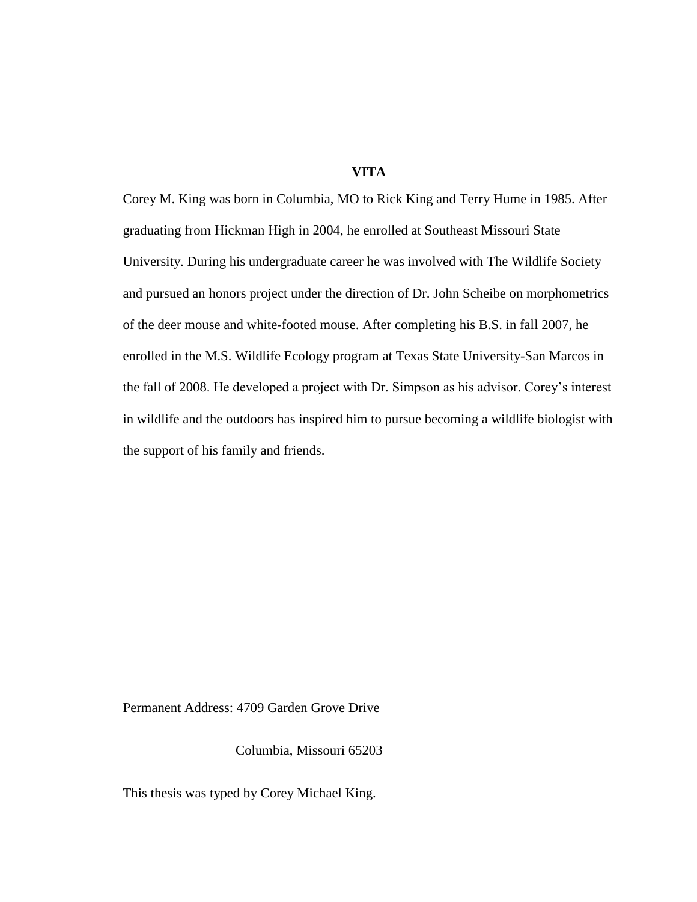## VITA

Corey M. King was born in Columbia, MO to Rick King and Terry Hume in 1985. After graduating from Hickman High in 2004, he enrolled at Southeast Missouri State University. During his undergraduate career he was involved with The Wildlife Society and pursued an honors project under the direction of Dr. John Scheibe on morphometrics of the deer mouse and white-footed mouse. After completing his B.S. in fall 2007, he enrolled in the M.S. Wildlife Ecology program at Texas State University-San Marcos in the fall of 2008. He developed a project with Dr. Simpson as his advisor. Corey's interest in wildlife and the outdoors has inspired him to pursue becoming a wildlife biologist with the support of his family and friends.

Permanent Address: 4709 Garden Grove Drive

Columbia, Missouri 65203

This thesis was typed by Corey Michael King.